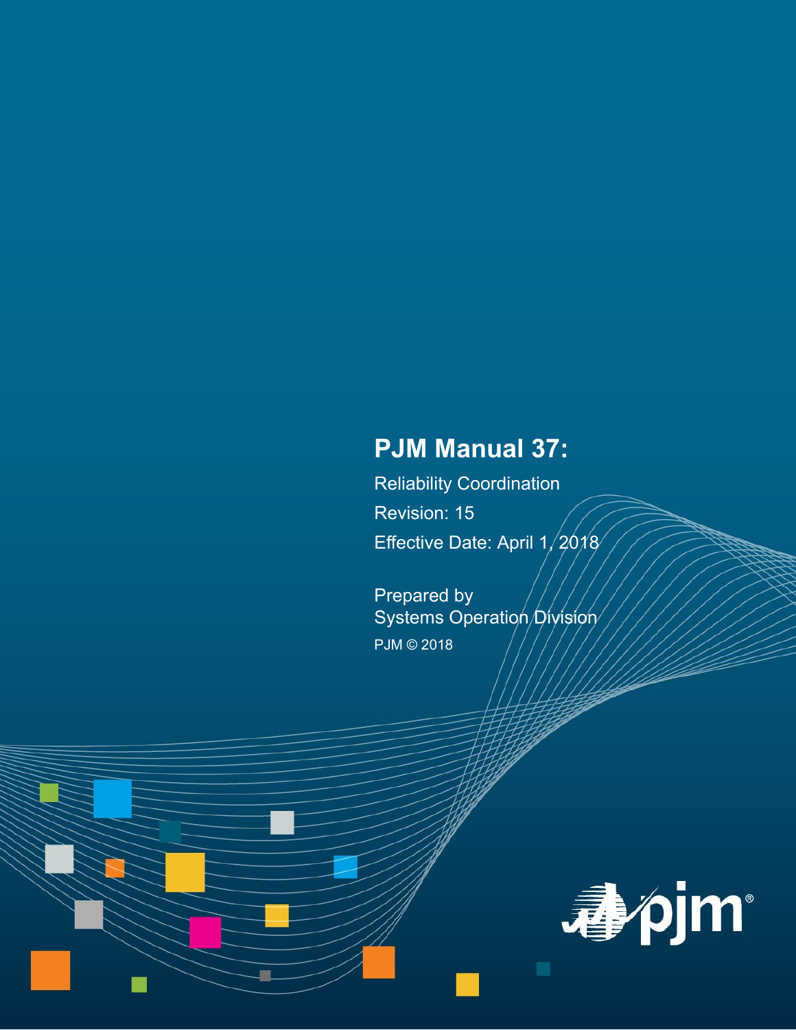# PJM Manual 37:

Reliability Coordination

Revision: 15

Effective Date: April 1, 2018

Prepared by
Systems Operation Division

PJM © 2018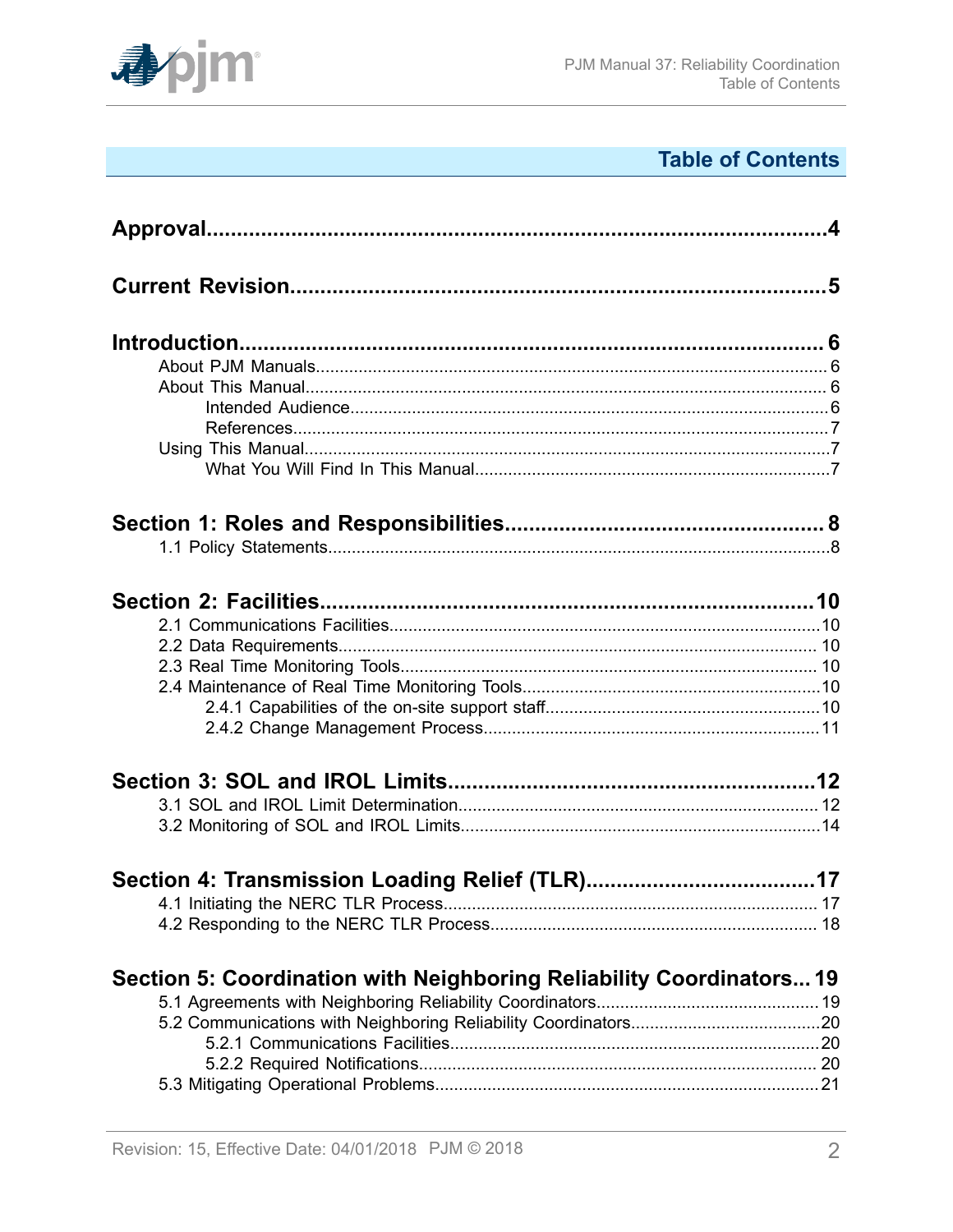# Table of Contents

**Approval** .......... 4

**Current Revision** .......... 5

**Introduction** .......... 6

- About PJM Manuals .......... 6
- About This Manual .......... 6
  - Intended Audience .......... 6
  - References .......... 7
- Using This Manual .......... 7
  - What You Will Find In This Manual .......... 7

**Section 1: Roles and Responsibilities** .......... 8

- 1.1 Policy Statements .......... 8

**Section 2: Facilities** .......... 10

- 2.1 Communications Facilities .......... 10
- 2.2 Data Requirements .......... 10
- 2.3 Real Time Monitoring Tools .......... 10
- 2.4 Maintenance of Real Time Monitoring Tools .......... 10
  - 2.4.1 Capabilities of the on-site support staff .......... 10
  - 2.4.2 Change Management Process .......... 11

**Section 3: SOL and IROL Limits** .......... 12

- 3.1 SOL and IROL Limit Determination .......... 12
- 3.2 Monitoring of SOL and IROL Limits .......... 14

**Section 4: Transmission Loading Relief (TLR)** .......... 17

- 4.1 Initiating the NERC TLR Process .......... 17
- 4.2 Responding to the NERC TLR Process .......... 18

**Section 5: Coordination with Neighboring Reliability Coordinators** .......... 19

- 5.1 Agreements with Neighboring Reliability Coordinators .......... 19
- 5.2 Communications with Neighboring Reliability Coordinators .......... 20
  - 5.2.1 Communications Facilities .......... 20
  - 5.2.2 Required Notifications .......... 20
- 5.3 Mitigating Operational Problems .......... 21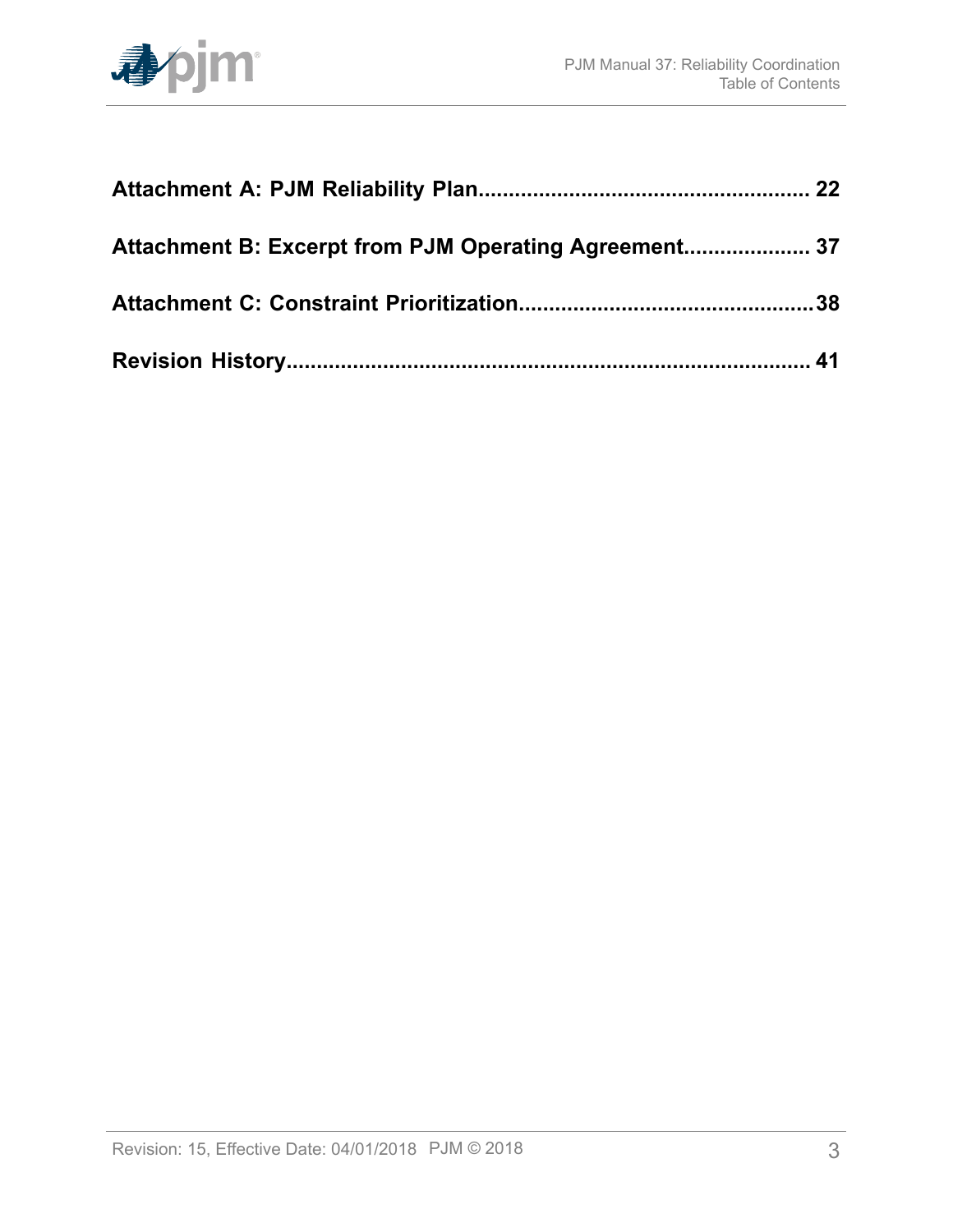**Attachment A: PJM Reliability Plan...................................................... 22**

**Attachment B: Excerpt from PJM Operating Agreement..................... 37**

**Attachment C: Constraint Prioritization................................................38**

**Revision History...................................................................................... 41**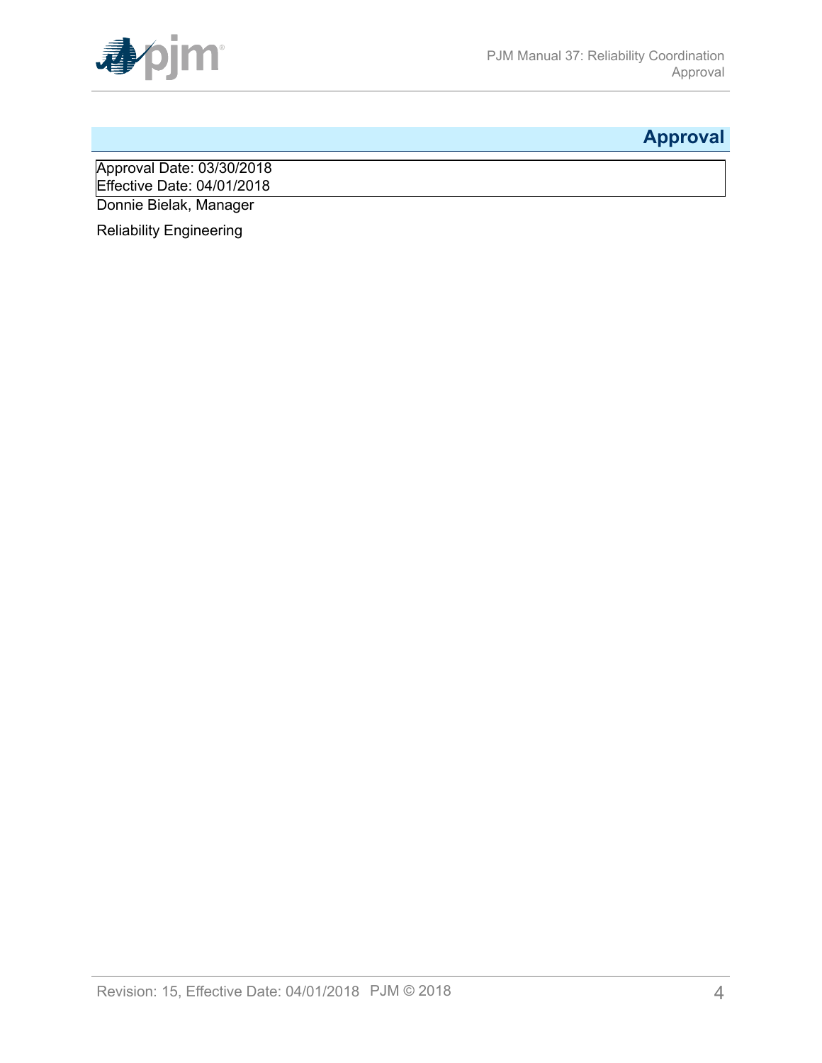# Approval

Approval Date: 03/30/2018
Effective Date: 04/01/2018

Donnie Bielak, Manager

Reliability Engineering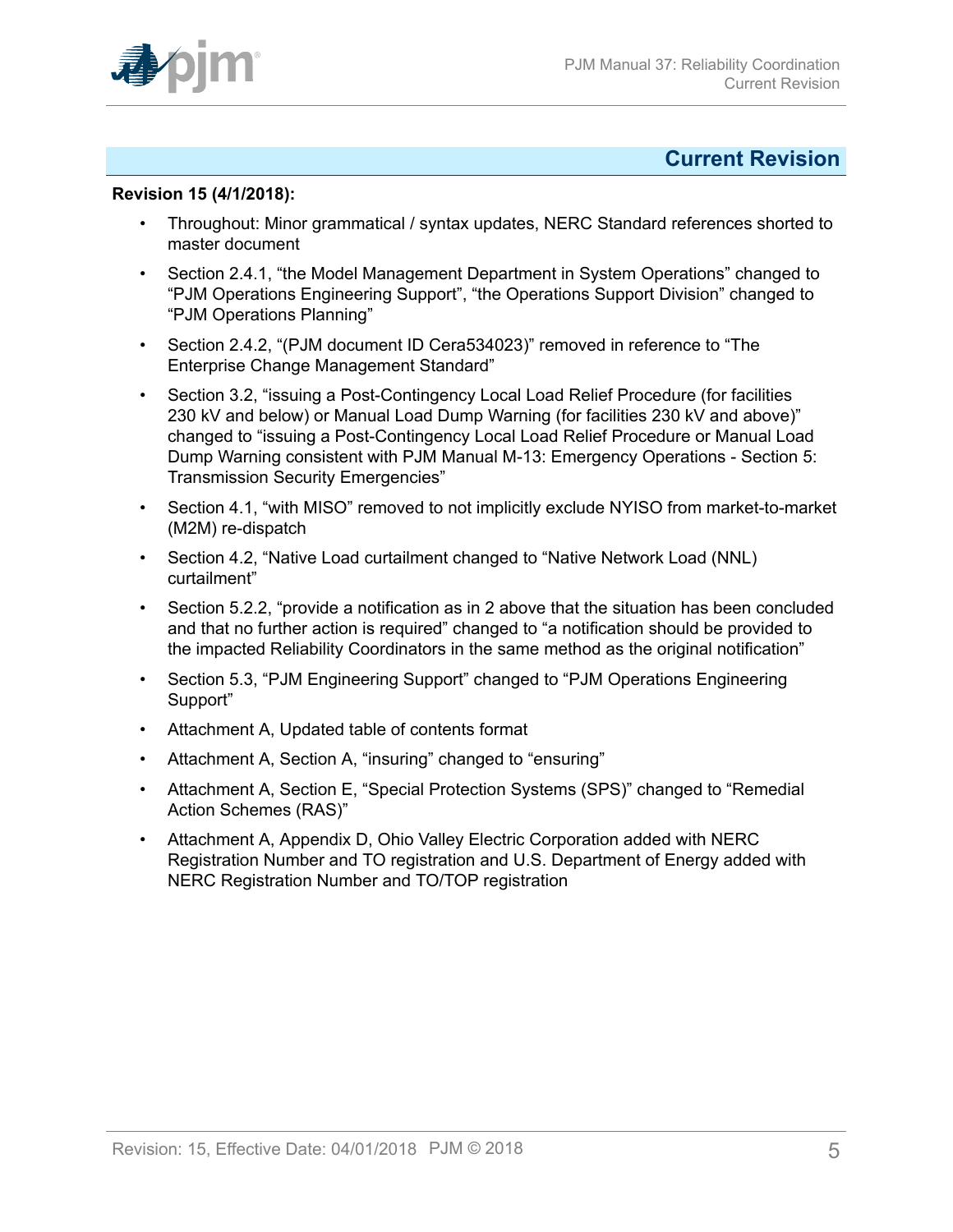# Current Revision

**Revision 15 (4/1/2018):**

- Throughout: Minor grammatical / syntax updates, NERC Standard references shorted to master document
- Section 2.4.1, “the Model Management Department in System Operations” changed to “PJM Operations Engineering Support”, “the Operations Support Division” changed to “PJM Operations Planning”
- Section 2.4.2, “(PJM document ID Cera534023)” removed in reference to “The Enterprise Change Management Standard”
- Section 3.2, “issuing a Post-Contingency Local Load Relief Procedure (for facilities 230 kV and below) or Manual Load Dump Warning (for facilities 230 kV and above)” changed to “issuing a Post-Contingency Local Load Relief Procedure or Manual Load Dump Warning consistent with PJM Manual M-13: Emergency Operations - Section 5: Transmission Security Emergencies”
- Section 4.1, “with MISO” removed to not implicitly exclude NYISO from market-to-market (M2M) re-dispatch
- Section 4.2, “Native Load curtailment changed to “Native Network Load (NNL) curtailment”
- Section 5.2.2, “provide a notification as in 2 above that the situation has been concluded and that no further action is required” changed to “a notification should be provided to the impacted Reliability Coordinators in the same method as the original notification”
- Section 5.3, “PJM Engineering Support” changed to “PJM Operations Engineering Support”
- Attachment A, Updated table of contents format
- Attachment A, Section A, “insuring” changed to “ensuring”
- Attachment A, Section E, “Special Protection Systems (SPS)” changed to “Remedial Action Schemes (RAS)”
- Attachment A, Appendix D, Ohio Valley Electric Corporation added with NERC Registration Number and TO registration and U.S. Department of Energy added with NERC Registration Number and TO/TOP registration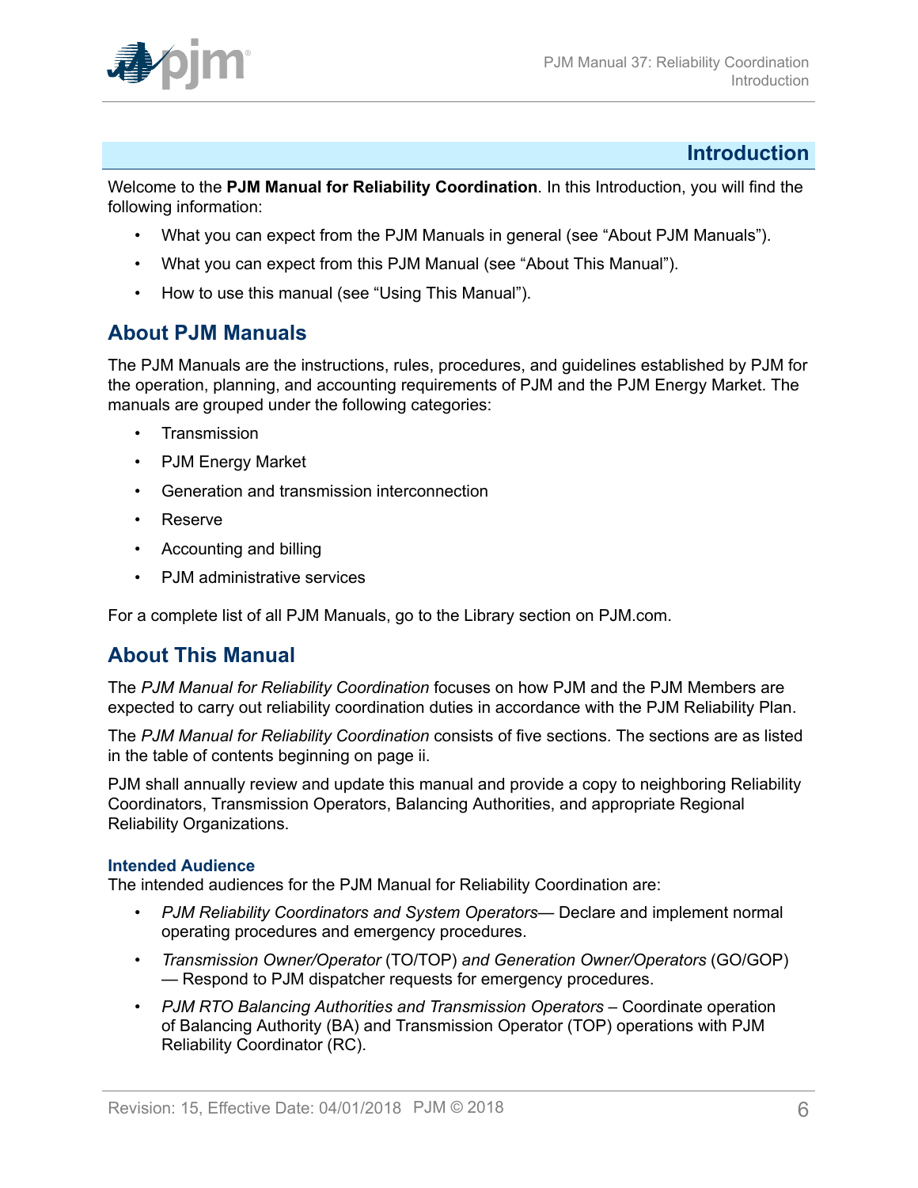# Introduction

Welcome to the **PJM Manual for Reliability Coordination**. In this Introduction, you will find the following information:

- What you can expect from the PJM Manuals in general (see "About PJM Manuals").
- What you can expect from this PJM Manual (see "About This Manual").
- How to use this manual (see "Using This Manual").

## About PJM Manuals

The PJM Manuals are the instructions, rules, procedures, and guidelines established by PJM for the operation, planning, and accounting requirements of PJM and the PJM Energy Market. The manuals are grouped under the following categories:

- Transmission
- PJM Energy Market
- Generation and transmission interconnection
- Reserve
- Accounting and billing
- PJM administrative services

For a complete list of all PJM Manuals, go to the Library section on PJM.com.

## About This Manual

The *PJM Manual for Reliability Coordination* focuses on how PJM and the PJM Members are expected to carry out reliability coordination duties in accordance with the PJM Reliability Plan.

The *PJM Manual for Reliability Coordination* consists of five sections. The sections are as listed in the table of contents beginning on page ii.

PJM shall annually review and update this manual and provide a copy to neighboring Reliability Coordinators, Transmission Operators, Balancing Authorities, and appropriate Regional Reliability Organizations.

### Intended Audience

The intended audiences for the PJM Manual for Reliability Coordination are:

- *PJM Reliability Coordinators and System Operators*— Declare and implement normal operating procedures and emergency procedures.
- *Transmission Owner/Operator* (TO/TOP) *and Generation Owner/Operators* (GO/GOP) — Respond to PJM dispatcher requests for emergency procedures.
- *PJM RTO Balancing Authorities and Transmission Operators* – Coordinate operation of Balancing Authority (BA) and Transmission Operator (TOP) operations with PJM Reliability Coordinator (RC).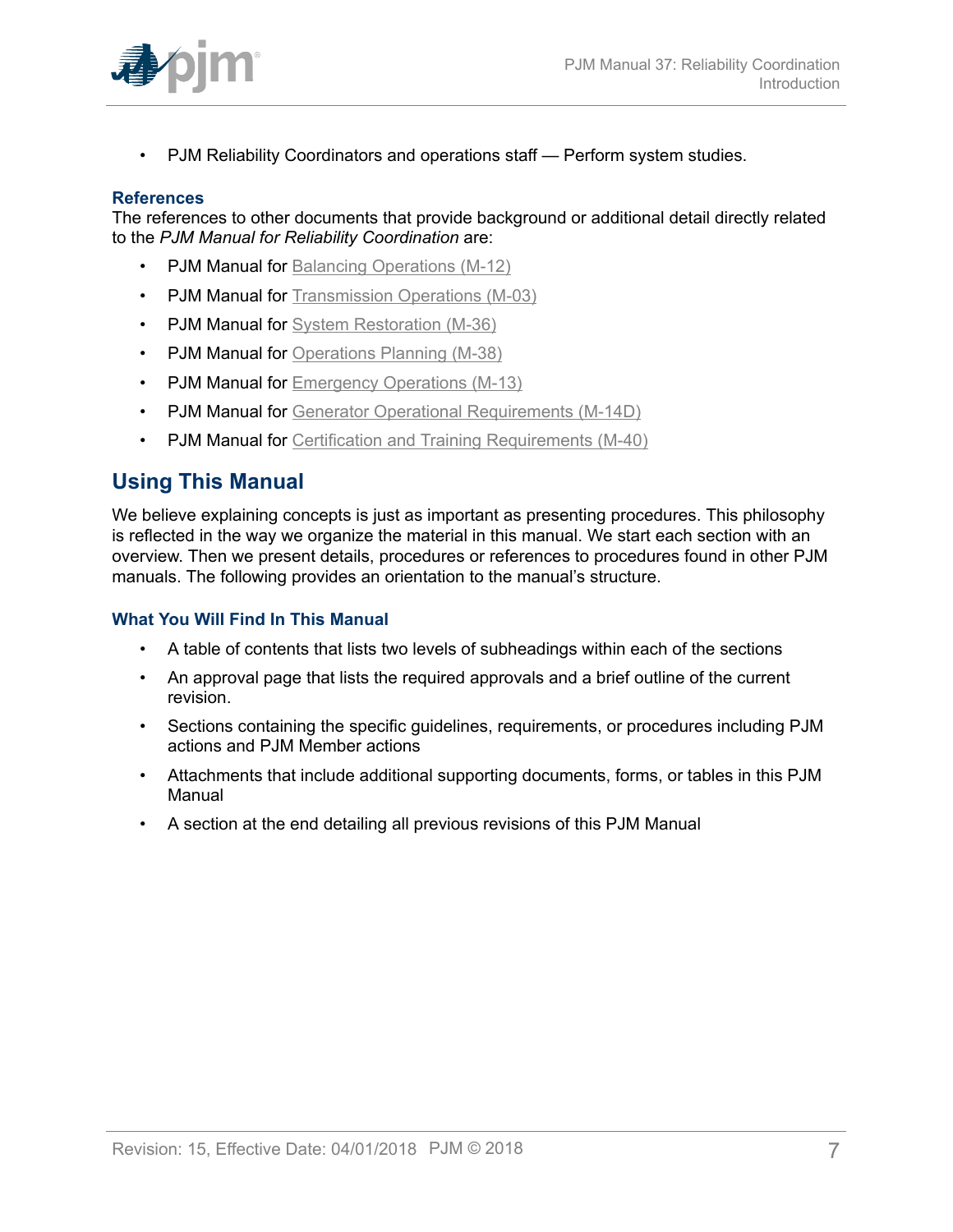- PJM Reliability Coordinators and operations staff — Perform system studies.

### References

The references to other documents that provide background or additional detail directly related to the *PJM Manual for Reliability Coordination* are:

- PJM Manual for Balancing Operations (M-12)
- PJM Manual for Transmission Operations (M-03)
- PJM Manual for System Restoration (M-36)
- PJM Manual for Operations Planning (M-38)
- PJM Manual for Emergency Operations (M-13)
- PJM Manual for Generator Operational Requirements (M-14D)
- PJM Manual for Certification and Training Requirements (M-40)

## Using This Manual

We believe explaining concepts is just as important as presenting procedures. This philosophy is reflected in the way we organize the material in this manual. We start each section with an overview. Then we present details, procedures or references to procedures found in other PJM manuals. The following provides an orientation to the manual's structure.

### What You Will Find In This Manual

- A table of contents that lists two levels of subheadings within each of the sections
- An approval page that lists the required approvals and a brief outline of the current revision.
- Sections containing the specific guidelines, requirements, or procedures including PJM actions and PJM Member actions
- Attachments that include additional supporting documents, forms, or tables in this PJM Manual
- A section at the end detailing all previous revisions of this PJM Manual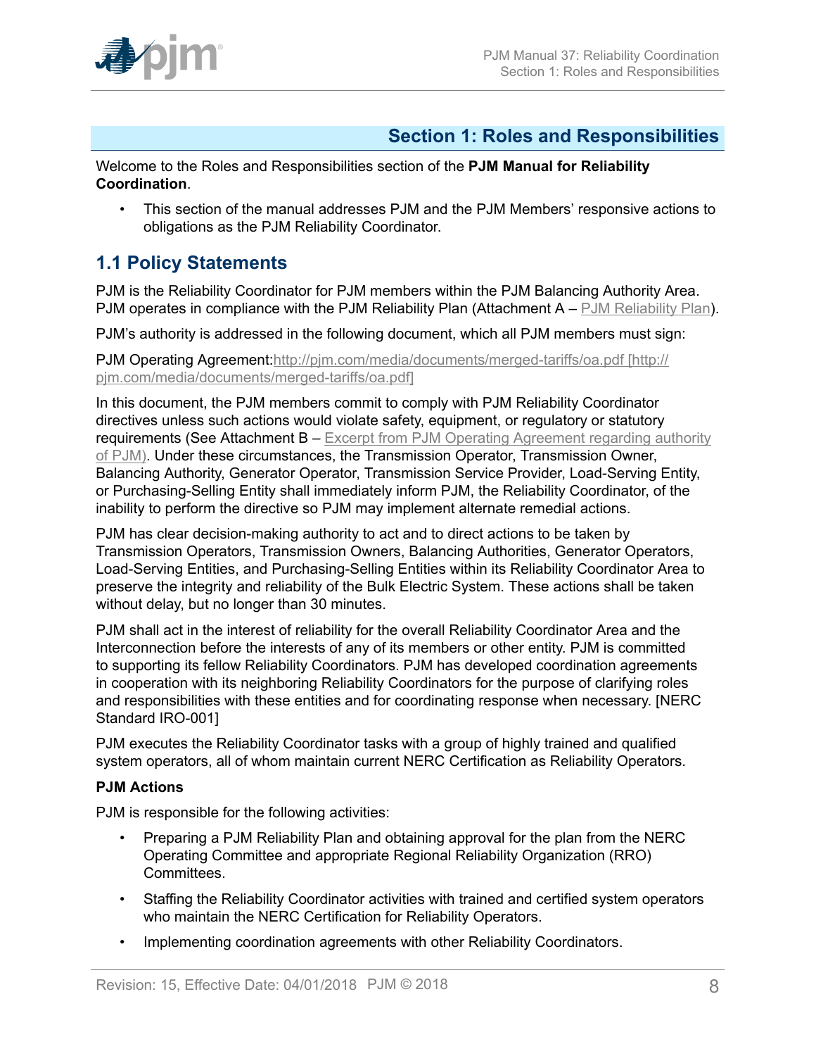# Section 1: Roles and Responsibilities

Welcome to the Roles and Responsibilities section of the **PJM Manual for Reliability Coordination**.

- This section of the manual addresses PJM and the PJM Members' responsive actions to obligations as the PJM Reliability Coordinator.

## 1.1 Policy Statements

PJM is the Reliability Coordinator for PJM members within the PJM Balancing Authority Area. PJM operates in compliance with the PJM Reliability Plan (Attachment A – PJM Reliability Plan).

PJM's authority is addressed in the following document, which all PJM members must sign:

PJM Operating Agreement:http://pjm.com/media/documents/merged-tariffs/oa.pdf [http://pjm.com/media/documents/merged-tariffs/oa.pdf]

In this document, the PJM members commit to comply with PJM Reliability Coordinator directives unless such actions would violate safety, equipment, or regulatory or statutory requirements (See Attachment B – Excerpt from PJM Operating Agreement regarding authority of PJM). Under these circumstances, the Transmission Operator, Transmission Owner, Balancing Authority, Generator Operator, Transmission Service Provider, Load-Serving Entity, or Purchasing-Selling Entity shall immediately inform PJM, the Reliability Coordinator, of the inability to perform the directive so PJM may implement alternate remedial actions.

PJM has clear decision-making authority to act and to direct actions to be taken by Transmission Operators, Transmission Owners, Balancing Authorities, Generator Operators, Load-Serving Entities, and Purchasing-Selling Entities within its Reliability Coordinator Area to preserve the integrity and reliability of the Bulk Electric System. These actions shall be taken without delay, but no longer than 30 minutes.

PJM shall act in the interest of reliability for the overall Reliability Coordinator Area and the Interconnection before the interests of any of its members or other entity. PJM is committed to supporting its fellow Reliability Coordinators. PJM has developed coordination agreements in cooperation with its neighboring Reliability Coordinators for the purpose of clarifying roles and responsibilities with these entities and for coordinating response when necessary. [NERC Standard IRO-001]

PJM executes the Reliability Coordinator tasks with a group of highly trained and qualified system operators, all of whom maintain current NERC Certification as Reliability Operators.

**PJM Actions**

PJM is responsible for the following activities:

- Preparing a PJM Reliability Plan and obtaining approval for the plan from the NERC Operating Committee and appropriate Regional Reliability Organization (RRO) Committees.
- Staffing the Reliability Coordinator activities with trained and certified system operators who maintain the NERC Certification for Reliability Operators.
- Implementing coordination agreements with other Reliability Coordinators.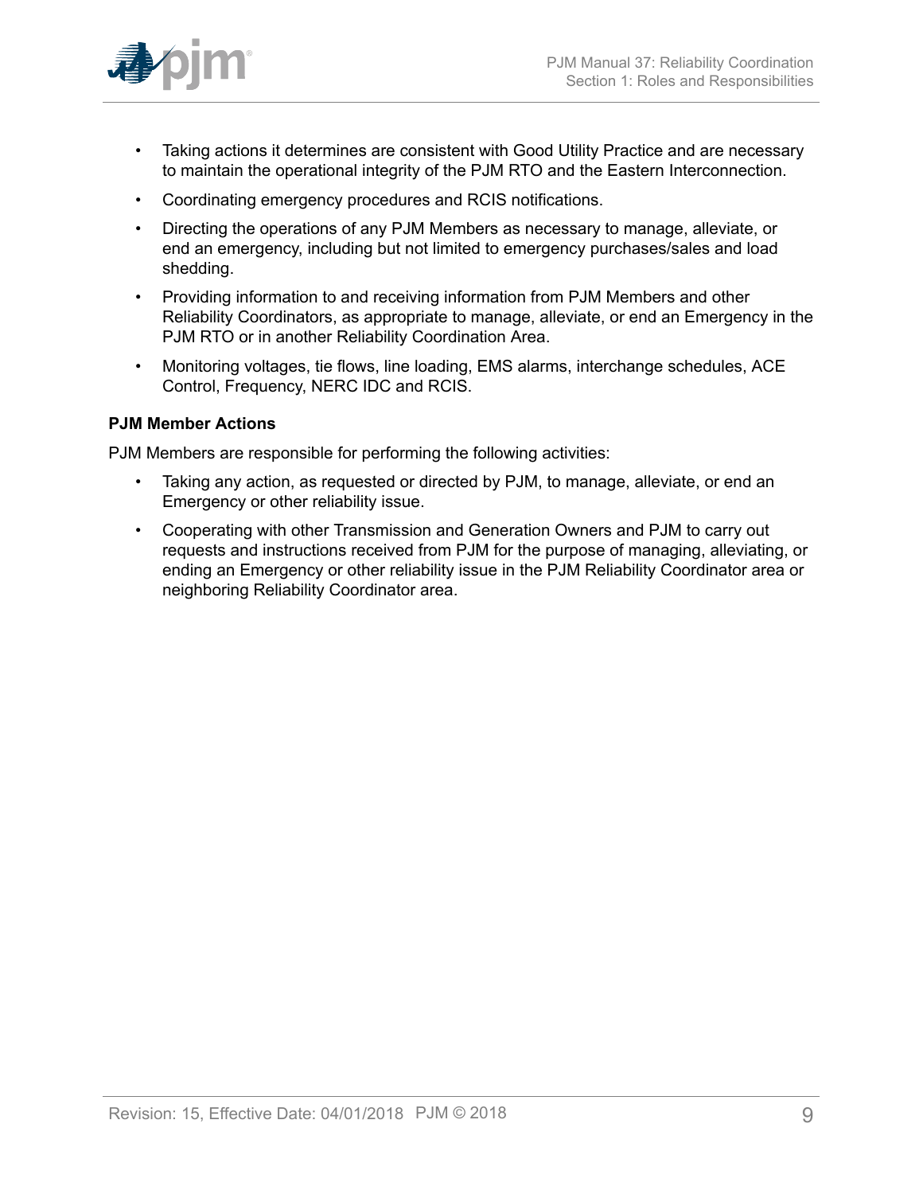- Taking actions it determines are consistent with Good Utility Practice and are necessary to maintain the operational integrity of the PJM RTO and the Eastern Interconnection.
- Coordinating emergency procedures and RCIS notifications.
- Directing the operations of any PJM Members as necessary to manage, alleviate, or end an emergency, including but not limited to emergency purchases/sales and load shedding.
- Providing information to and receiving information from PJM Members and other Reliability Coordinators, as appropriate to manage, alleviate, or end an Emergency in the PJM RTO or in another Reliability Coordination Area.
- Monitoring voltages, tie flows, line loading, EMS alarms, interchange schedules, ACE Control, Frequency, NERC IDC and RCIS.

**PJM Member Actions**

PJM Members are responsible for performing the following activities:

- Taking any action, as requested or directed by PJM, to manage, alleviate, or end an Emergency or other reliability issue.
- Cooperating with other Transmission and Generation Owners and PJM to carry out requests and instructions received from PJM for the purpose of managing, alleviating, or ending an Emergency or other reliability issue in the PJM Reliability Coordinator area or neighboring Reliability Coordinator area.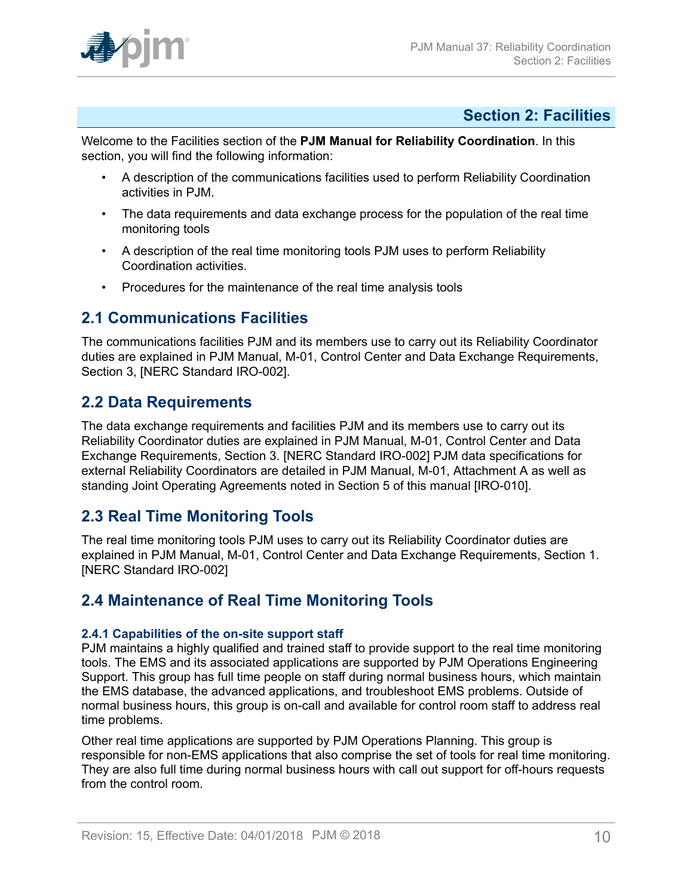# Section 2: Facilities

Welcome to the Facilities section of the **PJM Manual for Reliability Coordination**. In this section, you will find the following information:

- A description of the communications facilities used to perform Reliability Coordination activities in PJM.
- The data requirements and data exchange process for the population of the real time monitoring tools
- A description of the real time monitoring tools PJM uses to perform Reliability Coordination activities.
- Procedures for the maintenance of the real time analysis tools

## 2.1 Communications Facilities

The communications facilities PJM and its members use to carry out its Reliability Coordinator duties are explained in PJM Manual, M-01, Control Center and Data Exchange Requirements, Section 3, [NERC Standard IRO-002].

## 2.2 Data Requirements

The data exchange requirements and facilities PJM and its members use to carry out its Reliability Coordinator duties are explained in PJM Manual, M-01, Control Center and Data Exchange Requirements, Section 3. [NERC Standard IRO-002] PJM data specifications for external Reliability Coordinators are detailed in PJM Manual, M-01, Attachment A as well as standing Joint Operating Agreements noted in Section 5 of this manual [IRO-010].

## 2.3 Real Time Monitoring Tools

The real time monitoring tools PJM uses to carry out its Reliability Coordinator duties are explained in PJM Manual, M-01, Control Center and Data Exchange Requirements, Section 1. [NERC Standard IRO-002]

## 2.4 Maintenance of Real Time Monitoring Tools

### 2.4.1 Capabilities of the on-site support staff

PJM maintains a highly qualified and trained staff to provide support to the real time monitoring tools. The EMS and its associated applications are supported by PJM Operations Engineering Support. This group has full time people on staff during normal business hours, which maintain the EMS database, the advanced applications, and troubleshoot EMS problems. Outside of normal business hours, this group is on-call and available for control room staff to address real time problems.

Other real time applications are supported by PJM Operations Planning. This group is responsible for non-EMS applications that also comprise the set of tools for real time monitoring. They are also full time during normal business hours with call out support for off-hours requests from the control room.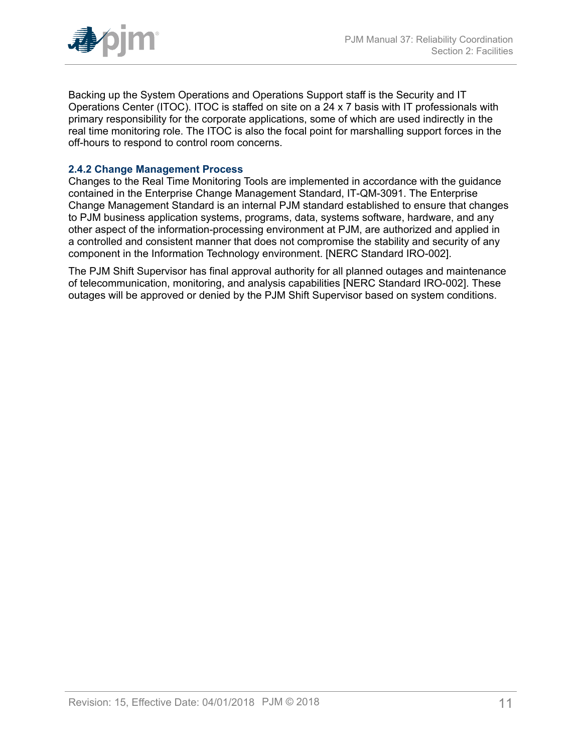Backing up the System Operations and Operations Support staff is the Security and IT Operations Center (ITOC). ITOC is staffed on site on a 24 x 7 basis with IT professionals with primary responsibility for the corporate applications, some of which are used indirectly in the real time monitoring role. The ITOC is also the focal point for marshalling support forces in the off-hours to respond to control room concerns.

### 2.4.2 Change Management Process

Changes to the Real Time Monitoring Tools are implemented in accordance with the guidance contained in the Enterprise Change Management Standard, IT-QM-3091. The Enterprise Change Management Standard is an internal PJM standard established to ensure that changes to PJM business application systems, programs, data, systems software, hardware, and any other aspect of the information-processing environment at PJM, are authorized and applied in a controlled and consistent manner that does not compromise the stability and security of any component in the Information Technology environment. [NERC Standard IRO-002].

The PJM Shift Supervisor has final approval authority for all planned outages and maintenance of telecommunication, monitoring, and analysis capabilities [NERC Standard IRO-002]. These outages will be approved or denied by the PJM Shift Supervisor based on system conditions.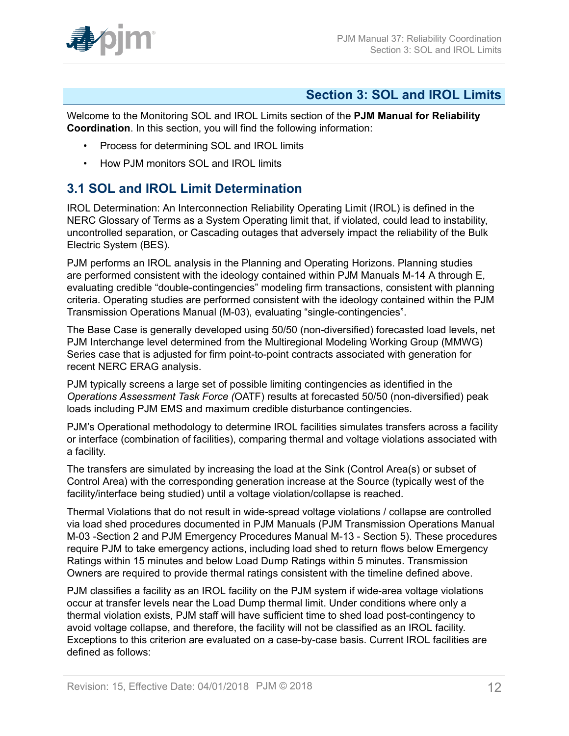## Section 3: SOL and IROL Limits

Welcome to the Monitoring SOL and IROL Limits section of the **PJM Manual for Reliability Coordination**. In this section, you will find the following information:

- Process for determining SOL and IROL limits
- How PJM monitors SOL and IROL limits

### 3.1 SOL and IROL Limit Determination

IROL Determination: An Interconnection Reliability Operating Limit (IROL) is defined in the NERC Glossary of Terms as a System Operating limit that, if violated, could lead to instability, uncontrolled separation, or Cascading outages that adversely impact the reliability of the Bulk Electric System (BES).

PJM performs an IROL analysis in the Planning and Operating Horizons. Planning studies are performed consistent with the ideology contained within PJM Manuals M-14 A through E, evaluating credible "double-contingencies" modeling firm transactions, consistent with planning criteria. Operating studies are performed consistent with the ideology contained within the PJM Transmission Operations Manual (M-03), evaluating "single-contingencies".

The Base Case is generally developed using 50/50 (non-diversified) forecasted load levels, net PJM Interchange level determined from the Multiregional Modeling Working Group (MMWG) Series case that is adjusted for firm point-to-point contracts associated with generation for recent NERC ERAG analysis.

PJM typically screens a large set of possible limiting contingencies as identified in the *Operations Assessment Task Force (*OATF) results at forecasted 50/50 (non-diversified) peak loads including PJM EMS and maximum credible disturbance contingencies.

PJM's Operational methodology to determine IROL facilities simulates transfers across a facility or interface (combination of facilities), comparing thermal and voltage violations associated with a facility.

The transfers are simulated by increasing the load at the Sink (Control Area(s) or subset of Control Area) with the corresponding generation increase at the Source (typically west of the facility/interface being studied) until a voltage violation/collapse is reached.

Thermal Violations that do not result in wide-spread voltage violations / collapse are controlled via load shed procedures documented in PJM Manuals (PJM Transmission Operations Manual M-03 -Section 2 and PJM Emergency Procedures Manual M-13 - Section 5). These procedures require PJM to take emergency actions, including load shed to return flows below Emergency Ratings within 15 minutes and below Load Dump Ratings within 5 minutes. Transmission Owners are required to provide thermal ratings consistent with the timeline defined above.

PJM classifies a facility as an IROL facility on the PJM system if wide-area voltage violations occur at transfer levels near the Load Dump thermal limit. Under conditions where only a thermal violation exists, PJM staff will have sufficient time to shed load post-contingency to avoid voltage collapse, and therefore, the facility will not be classified as an IROL facility. Exceptions to this criterion are evaluated on a case-by-case basis. Current IROL facilities are defined as follows: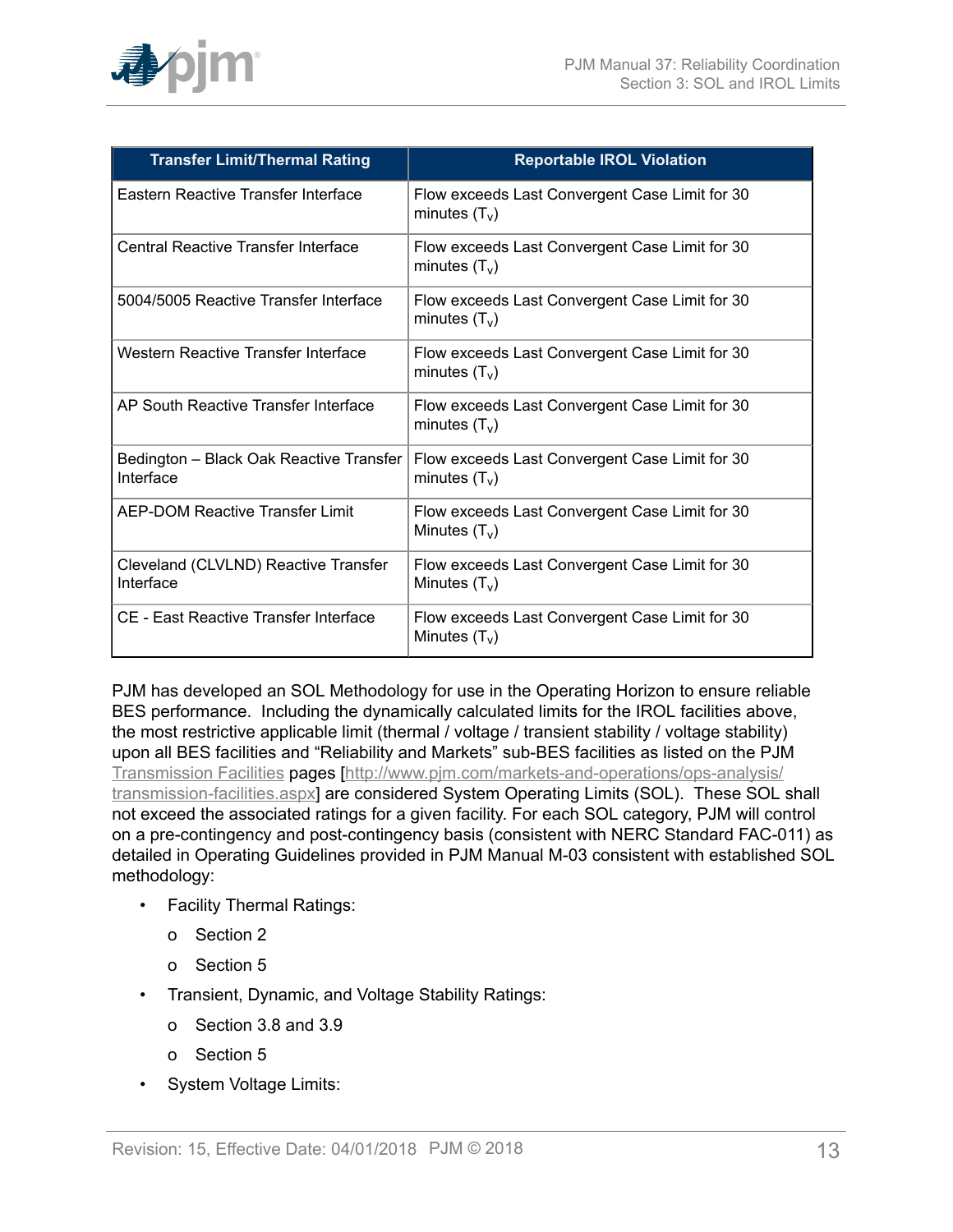| Transfer Limit/Thermal Rating | Reportable IROL Violation |
|---|---|
| Eastern Reactive Transfer Interface | Flow exceeds Last Convergent Case Limit for 30 minutes ($T_v$) |
| Central Reactive Transfer Interface | Flow exceeds Last Convergent Case Limit for 30 minutes ($T_v$) |
| 5004/5005 Reactive Transfer Interface | Flow exceeds Last Convergent Case Limit for 30 minutes ($T_v$) |
| Western Reactive Transfer Interface | Flow exceeds Last Convergent Case Limit for 30 minutes ($T_v$) |
| AP South Reactive Transfer Interface | Flow exceeds Last Convergent Case Limit for 30 minutes ($T_v$) |
| Bedington – Black Oak Reactive Transfer Interface | Flow exceeds Last Convergent Case Limit for 30 minutes ($T_v$) |
| AEP-DOM Reactive Transfer Limit | Flow exceeds Last Convergent Case Limit for 30 Minutes ($T_v$) |
| Cleveland (CLVLND) Reactive Transfer Interface | Flow exceeds Last Convergent Case Limit for 30 Minutes ($T_v$) |
| CE - East Reactive Transfer Interface | Flow exceeds Last Convergent Case Limit for 30 Minutes ($T_v$) |

PJM has developed an SOL Methodology for use in the Operating Horizon to ensure reliable BES performance. Including the dynamically calculated limits for the IROL facilities above, the most restrictive applicable limit (thermal / voltage / transient stability / voltage stability) upon all BES facilities and "Reliability and Markets" sub-BES facilities as listed on the PJM Transmission Facilities pages [http://www.pjm.com/markets-and-operations/ops-analysis/transmission-facilities.aspx] are considered System Operating Limits (SOL). These SOL shall not exceed the associated ratings for a given facility. For each SOL category, PJM will control on a pre-contingency and post-contingency basis (consistent with NERC Standard FAC-011) as detailed in Operating Guidelines provided in PJM Manual M-03 consistent with established SOL methodology:

- Facility Thermal Ratings:
  - Section 2
  - Section 5
- Transient, Dynamic, and Voltage Stability Ratings:
  - Section 3.8 and 3.9
  - Section 5
- System Voltage Limits: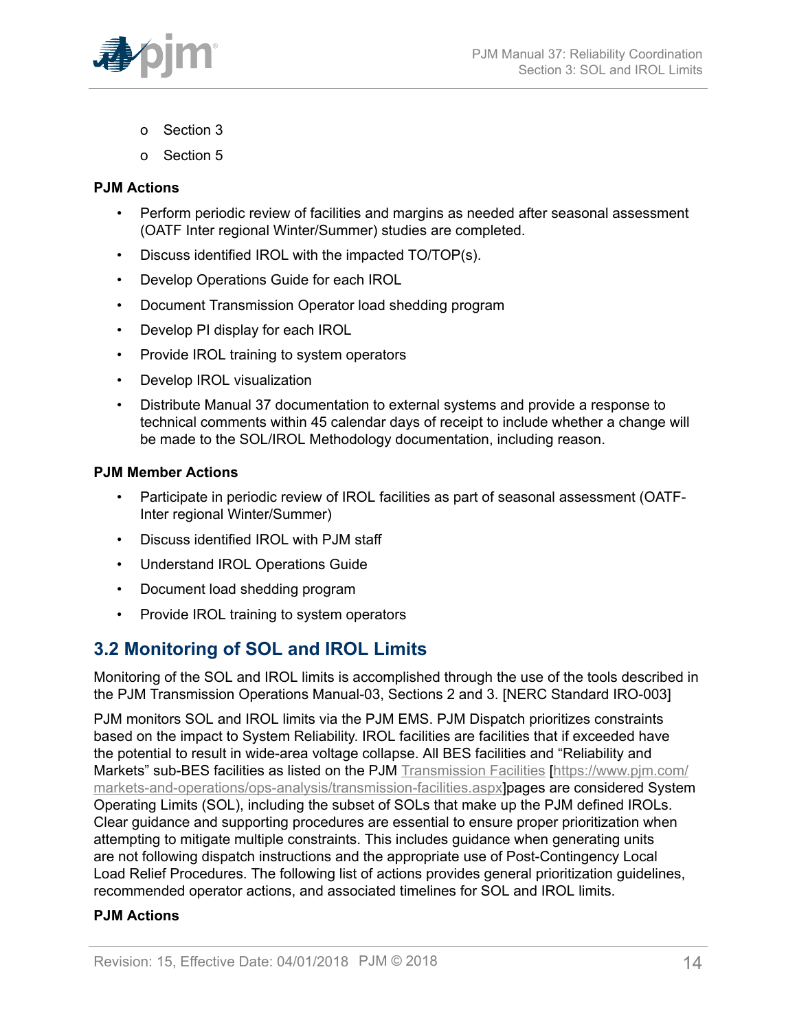- Section 3
- Section 5

**PJM Actions**

- Perform periodic review of facilities and margins as needed after seasonal assessment (OATF Inter regional Winter/Summer) studies are completed.
- Discuss identified IROL with the impacted TO/TOP(s).
- Develop Operations Guide for each IROL
- Document Transmission Operator load shedding program
- Develop PI display for each IROL
- Provide IROL training to system operators
- Develop IROL visualization
- Distribute Manual 37 documentation to external systems and provide a response to technical comments within 45 calendar days of receipt to include whether a change will be made to the SOL/IROL Methodology documentation, including reason.

**PJM Member Actions**

- Participate in periodic review of IROL facilities as part of seasonal assessment (OATF-Inter regional Winter/Summer)
- Discuss identified IROL with PJM staff
- Understand IROL Operations Guide
- Document load shedding program
- Provide IROL training to system operators

## 3.2 Monitoring of SOL and IROL Limits

Monitoring of the SOL and IROL limits is accomplished through the use of the tools described in the PJM Transmission Operations Manual-03, Sections 2 and 3. [NERC Standard IRO-003]

PJM monitors SOL and IROL limits via the PJM EMS. PJM Dispatch prioritizes constraints based on the impact to System Reliability. IROL facilities are facilities that if exceeded have the potential to result in wide-area voltage collapse. All BES facilities and "Reliability and Markets" sub-BES facilities as listed on the PJM Transmission Facilities [https://www.pjm.com/markets-and-operations/ops-analysis/transmission-facilities.aspx]pages are considered System Operating Limits (SOL), including the subset of SOLs that make up the PJM defined IROLs. Clear guidance and supporting procedures are essential to ensure proper prioritization when attempting to mitigate multiple constraints. This includes guidance when generating units are not following dispatch instructions and the appropriate use of Post-Contingency Local Load Relief Procedures. The following list of actions provides general prioritization guidelines, recommended operator actions, and associated timelines for SOL and IROL limits.

**PJM Actions**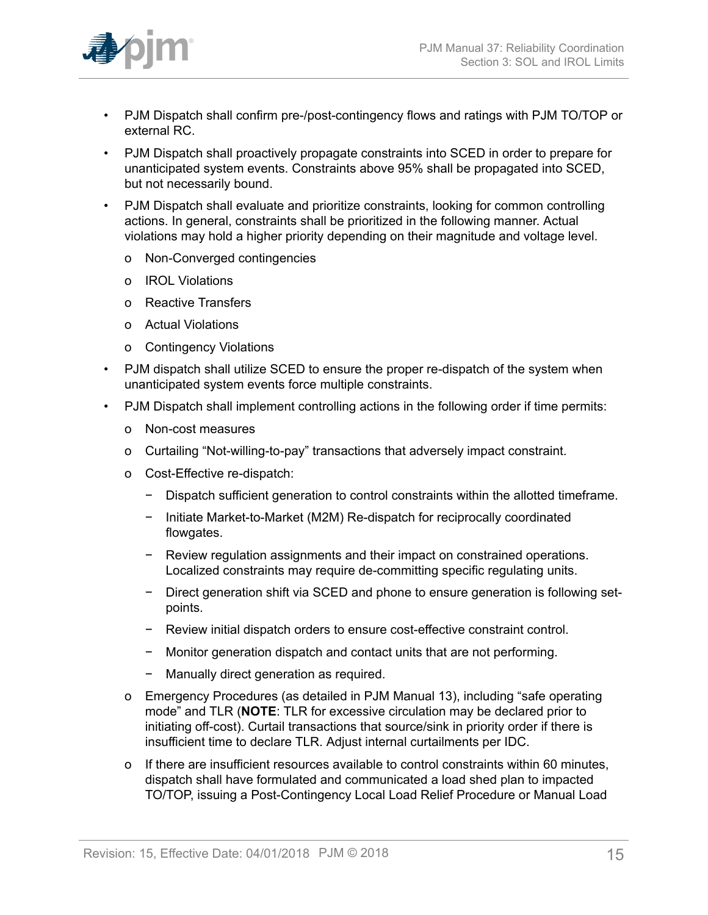- PJM Dispatch shall confirm pre-/post-contingency flows and ratings with PJM TO/TOP or external RC.
- PJM Dispatch shall proactively propagate constraints into SCED in order to prepare for unanticipated system events. Constraints above 95% shall be propagated into SCED, but not necessarily bound.
- PJM Dispatch shall evaluate and prioritize constraints, looking for common controlling actions. In general, constraints shall be prioritized in the following manner. Actual violations may hold a higher priority depending on their magnitude and voltage level.
  - Non-Converged contingencies
  - IROL Violations
  - Reactive Transfers
  - Actual Violations
  - Contingency Violations
- PJM dispatch shall utilize SCED to ensure the proper re-dispatch of the system when unanticipated system events force multiple constraints.
- PJM Dispatch shall implement controlling actions in the following order if time permits:
  - Non-cost measures
  - Curtailing "Not-willing-to-pay" transactions that adversely impact constraint.
  - Cost-Effective re-dispatch:
    - Dispatch sufficient generation to control constraints within the allotted timeframe.
    - Initiate Market-to-Market (M2M) Re-dispatch for reciprocally coordinated flowgates.
    - Review regulation assignments and their impact on constrained operations. Localized constraints may require de-committing specific regulating units.
    - Direct generation shift via SCED and phone to ensure generation is following set-points.
    - Review initial dispatch orders to ensure cost-effective constraint control.
    - Monitor generation dispatch and contact units that are not performing.
    - Manually direct generation as required.
  - Emergency Procedures (as detailed in PJM Manual 13), including "safe operating mode" and TLR (**NOTE**: TLR for excessive circulation may be declared prior to initiating off-cost). Curtail transactions that source/sink in priority order if there is insufficient time to declare TLR. Adjust internal curtailments per IDC.
  - If there are insufficient resources available to control constraints within 60 minutes, dispatch shall have formulated and communicated a load shed plan to impacted TO/TOP, issuing a Post-Contingency Local Load Relief Procedure or Manual Load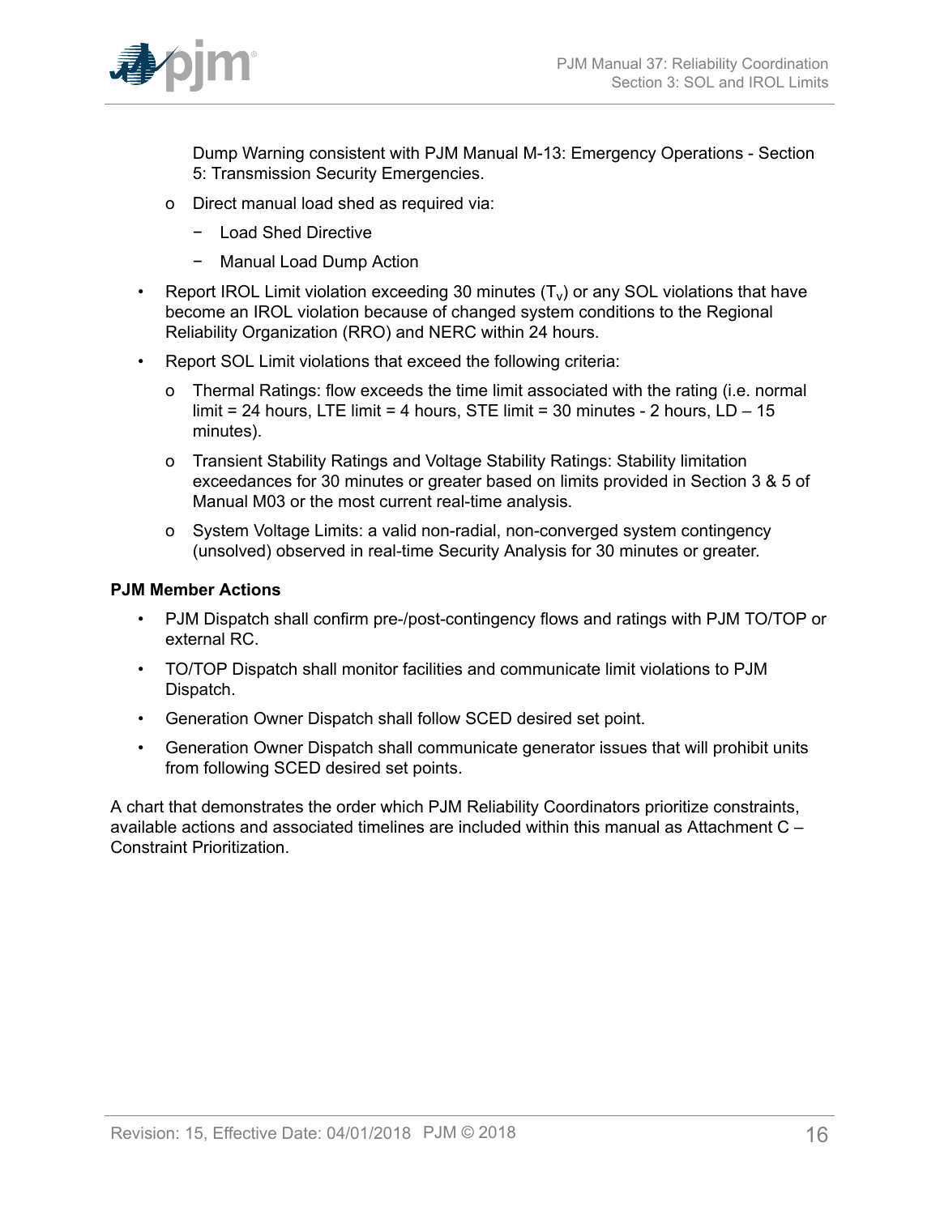Dump Warning consistent with PJM Manual M-13: Emergency Operations - Section 5: Transmission Security Emergencies.

  - o Direct manual load shed as required via:
    - − Load Shed Directive
    - − Manual Load Dump Action

- Report IROL Limit violation exceeding 30 minutes ($T_v$) or any SOL violations that have become an IROL violation because of changed system conditions to the Regional Reliability Organization (RRO) and NERC within 24 hours.
- Report SOL Limit violations that exceed the following criteria:
  - o Thermal Ratings: flow exceeds the time limit associated with the rating (i.e. normal limit = 24 hours, LTE limit = 4 hours, STE limit = 30 minutes - 2 hours, LD – 15 minutes).
  - o Transient Stability Ratings and Voltage Stability Ratings: Stability limitation exceedances for 30 minutes or greater based on limits provided in Section 3 & 5 of Manual M03 or the most current real-time analysis.
  - o System Voltage Limits: a valid non-radial, non-converged system contingency (unsolved) observed in real-time Security Analysis for 30 minutes or greater.

**PJM Member Actions**

- PJM Dispatch shall confirm pre-/post-contingency flows and ratings with PJM TO/TOP or external RC.
- TO/TOP Dispatch shall monitor facilities and communicate limit violations to PJM Dispatch.
- Generation Owner Dispatch shall follow SCED desired set point.
- Generation Owner Dispatch shall communicate generator issues that will prohibit units from following SCED desired set points.

A chart that demonstrates the order which PJM Reliability Coordinators prioritize constraints, available actions and associated timelines are included within this manual as Attachment C – Constraint Prioritization.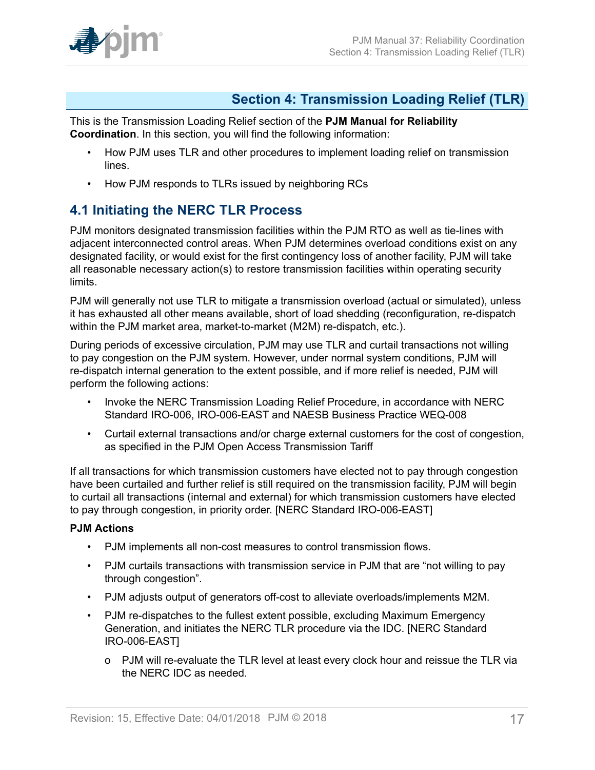# Section 4: Transmission Loading Relief (TLR)

This is the Transmission Loading Relief section of the **PJM Manual for Reliability Coordination**. In this section, you will find the following information:

- How PJM uses TLR and other procedures to implement loading relief on transmission lines.
- How PJM responds to TLRs issued by neighboring RCs

## 4.1 Initiating the NERC TLR Process

PJM monitors designated transmission facilities within the PJM RTO as well as tie-lines with adjacent interconnected control areas. When PJM determines overload conditions exist on any designated facility, or would exist for the first contingency loss of another facility, PJM will take all reasonable necessary action(s) to restore transmission facilities within operating security limits.

PJM will generally not use TLR to mitigate a transmission overload (actual or simulated), unless it has exhausted all other means available, short of load shedding (reconfiguration, re-dispatch within the PJM market area, market-to-market (M2M) re-dispatch, etc.).

During periods of excessive circulation, PJM may use TLR and curtail transactions not willing to pay congestion on the PJM system. However, under normal system conditions, PJM will re-dispatch internal generation to the extent possible, and if more relief is needed, PJM will perform the following actions:

- Invoke the NERC Transmission Loading Relief Procedure, in accordance with NERC Standard IRO-006, IRO-006-EAST and NAESB Business Practice WEQ-008
- Curtail external transactions and/or charge external customers for the cost of congestion, as specified in the PJM Open Access Transmission Tariff

If all transactions for which transmission customers have elected not to pay through congestion have been curtailed and further relief is still required on the transmission facility, PJM will begin to curtail all transactions (internal and external) for which transmission customers have elected to pay through congestion, in priority order. [NERC Standard IRO-006-EAST]

**PJM Actions**

- PJM implements all non-cost measures to control transmission flows.
- PJM curtails transactions with transmission service in PJM that are “not willing to pay through congestion”.
- PJM adjusts output of generators off-cost to alleviate overloads/implements M2M.
- PJM re-dispatches to the fullest extent possible, excluding Maximum Emergency Generation, and initiates the NERC TLR procedure via the IDC. [NERC Standard IRO-006-EAST]
  - PJM will re-evaluate the TLR level at least every clock hour and reissue the TLR via the NERC IDC as needed.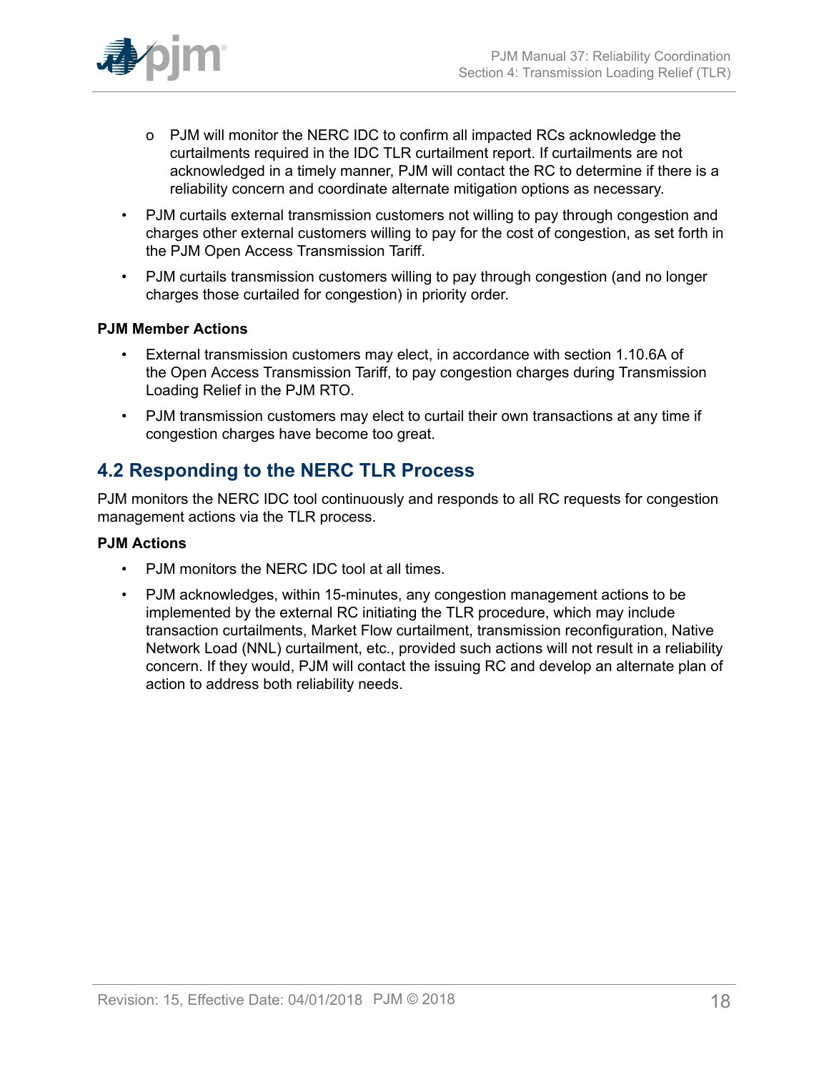- PJM will monitor the NERC IDC to confirm all impacted RCs acknowledge the curtailments required in the IDC TLR curtailment report. If curtailments are not acknowledged in a timely manner, PJM will contact the RC to determine if there is a reliability concern and coordinate alternate mitigation options as necessary.
- PJM curtails external transmission customers not willing to pay through congestion and charges other external customers willing to pay for the cost of congestion, as set forth in the PJM Open Access Transmission Tariff.
- PJM curtails transmission customers willing to pay through congestion (and no longer charges those curtailed for congestion) in priority order.

**PJM Member Actions**

- External transmission customers may elect, in accordance with section 1.10.6A of the Open Access Transmission Tariff, to pay congestion charges during Transmission Loading Relief in the PJM RTO.
- PJM transmission customers may elect to curtail their own transactions at any time if congestion charges have become too great.

## 4.2 Responding to the NERC TLR Process

PJM monitors the NERC IDC tool continuously and responds to all RC requests for congestion management actions via the TLR process.

**PJM Actions**

- PJM monitors the NERC IDC tool at all times.
- PJM acknowledges, within 15-minutes, any congestion management actions to be implemented by the external RC initiating the TLR procedure, which may include transaction curtailments, Market Flow curtailment, transmission reconfiguration, Native Network Load (NNL) curtailment, etc., provided such actions will not result in a reliability concern. If they would, PJM will contact the issuing RC and develop an alternate plan of action to address both reliability needs.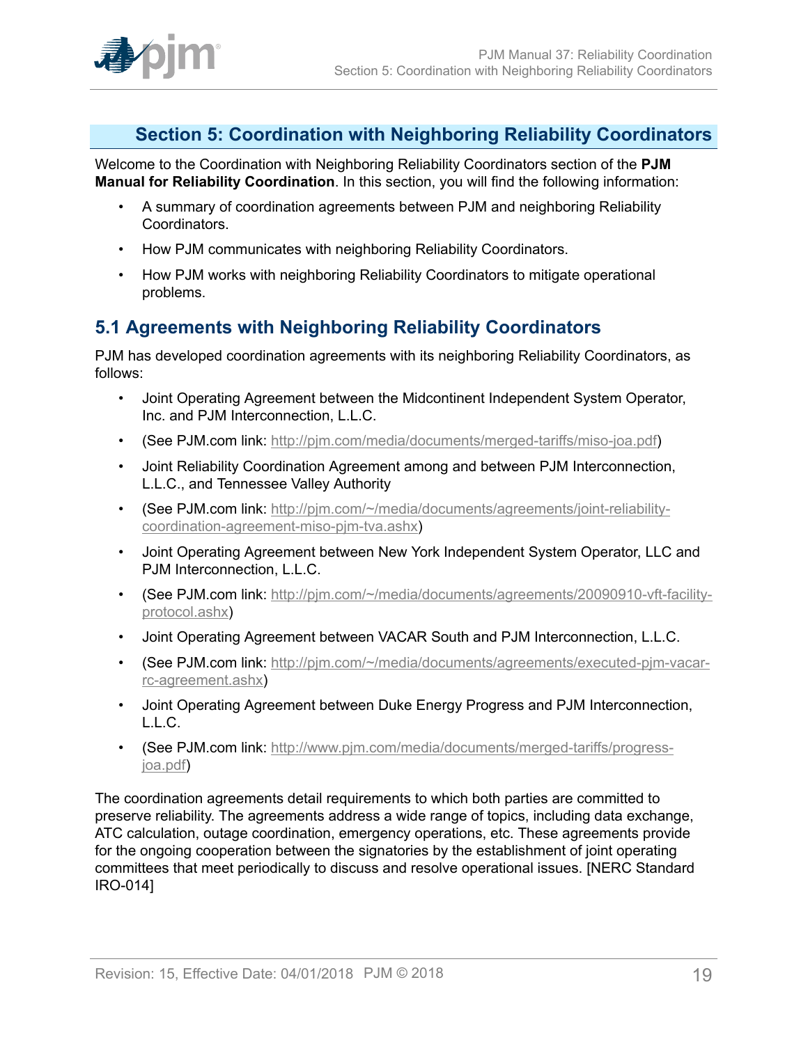# Section 5: Coordination with Neighboring Reliability Coordinators

Welcome to the Coordination with Neighboring Reliability Coordinators section of the **PJM Manual for Reliability Coordination**. In this section, you will find the following information:

- A summary of coordination agreements between PJM and neighboring Reliability Coordinators.
- How PJM communicates with neighboring Reliability Coordinators.
- How PJM works with neighboring Reliability Coordinators to mitigate operational problems.

## 5.1 Agreements with Neighboring Reliability Coordinators

PJM has developed coordination agreements with its neighboring Reliability Coordinators, as follows:

- Joint Operating Agreement between the Midcontinent Independent System Operator, Inc. and PJM Interconnection, L.L.C.
- (See PJM.com link: http://pjm.com/media/documents/merged-tariffs/miso-joa.pdf)
- Joint Reliability Coordination Agreement among and between PJM Interconnection, L.L.C., and Tennessee Valley Authority
- (See PJM.com link: http://pjm.com/~/media/documents/agreements/joint-reliability-coordination-agreement-miso-pjm-tva.ashx)
- Joint Operating Agreement between New York Independent System Operator, LLC and PJM Interconnection, L.L.C.
- (See PJM.com link: http://pjm.com/~/media/documents/agreements/20090910-vft-facility-protocol.ashx)
- Joint Operating Agreement between VACAR South and PJM Interconnection, L.L.C.
- (See PJM.com link: http://pjm.com/~/media/documents/agreements/executed-pjm-vacar-rc-agreement.ashx)
- Joint Operating Agreement between Duke Energy Progress and PJM Interconnection, L.L.C.
- (See PJM.com link: http://www.pjm.com/media/documents/merged-tariffs/progress-joa.pdf)

The coordination agreements detail requirements to which both parties are committed to preserve reliability. The agreements address a wide range of topics, including data exchange, ATC calculation, outage coordination, emergency operations, etc. These agreements provide for the ongoing cooperation between the signatories by the establishment of joint operating committees that meet periodically to discuss and resolve operational issues. [NERC Standard IRO-014]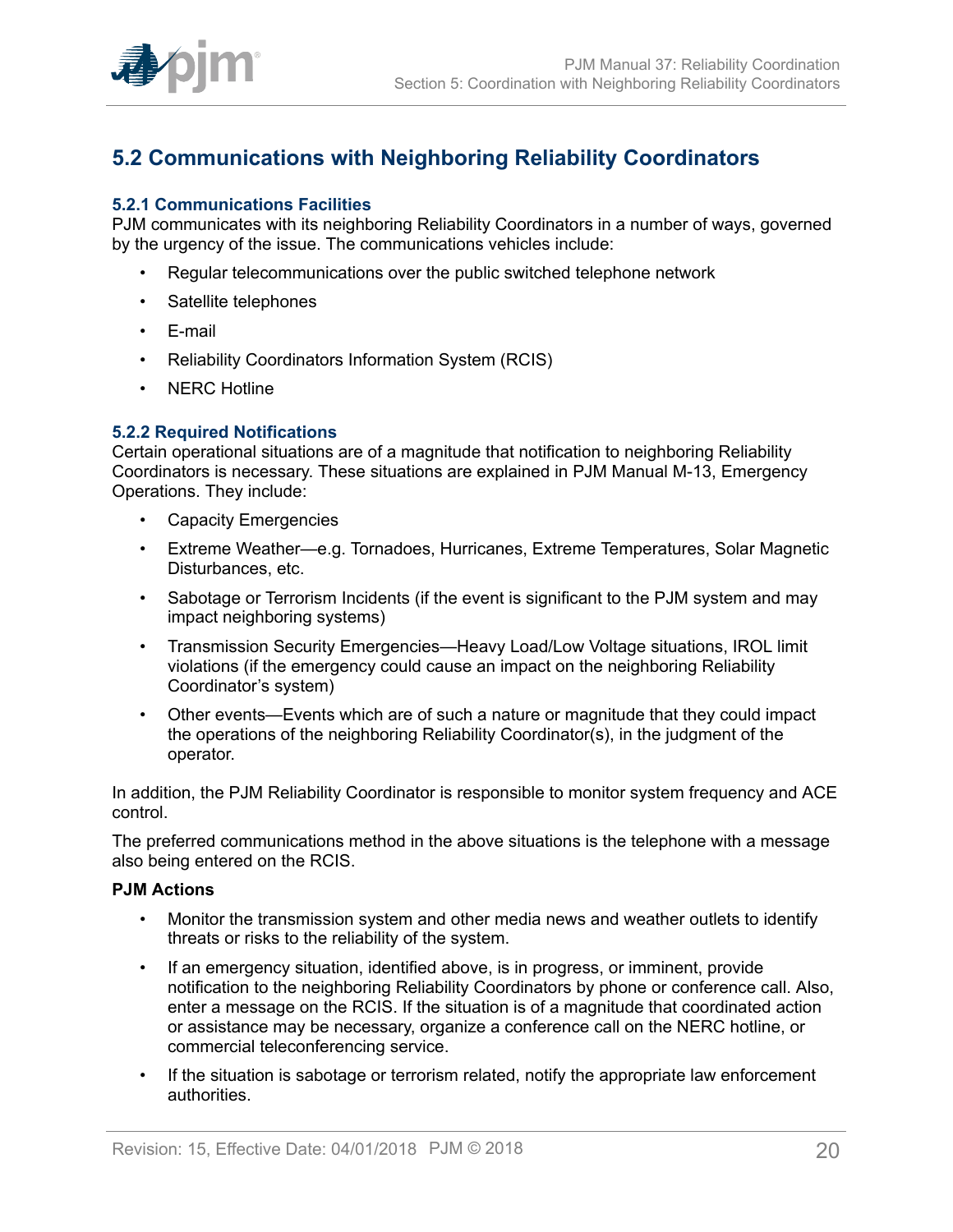## 5.2 Communications with Neighboring Reliability Coordinators

### 5.2.1 Communications Facilities

PJM communicates with its neighboring Reliability Coordinators in a number of ways, governed by the urgency of the issue. The communications vehicles include:

- Regular telecommunications over the public switched telephone network
- Satellite telephones
- E-mail
- Reliability Coordinators Information System (RCIS)
- NERC Hotline

### 5.2.2 Required Notifications

Certain operational situations are of a magnitude that notification to neighboring Reliability Coordinators is necessary. These situations are explained in PJM Manual M-13, Emergency Operations. They include:

- Capacity Emergencies
- Extreme Weather—e.g. Tornadoes, Hurricanes, Extreme Temperatures, Solar Magnetic Disturbances, etc.
- Sabotage or Terrorism Incidents (if the event is significant to the PJM system and may impact neighboring systems)
- Transmission Security Emergencies—Heavy Load/Low Voltage situations, IROL limit violations (if the emergency could cause an impact on the neighboring Reliability Coordinator's system)
- Other events—Events which are of such a nature or magnitude that they could impact the operations of the neighboring Reliability Coordinator(s), in the judgment of the operator.

In addition, the PJM Reliability Coordinator is responsible to monitor system frequency and ACE control.

The preferred communications method in the above situations is the telephone with a message also being entered on the RCIS.

**PJM Actions**

- Monitor the transmission system and other media news and weather outlets to identify threats or risks to the reliability of the system.
- If an emergency situation, identified above, is in progress, or imminent, provide notification to the neighboring Reliability Coordinators by phone or conference call. Also, enter a message on the RCIS. If the situation is of a magnitude that coordinated action or assistance may be necessary, organize a conference call on the NERC hotline, or commercial teleconferencing service.
- If the situation is sabotage or terrorism related, notify the appropriate law enforcement authorities.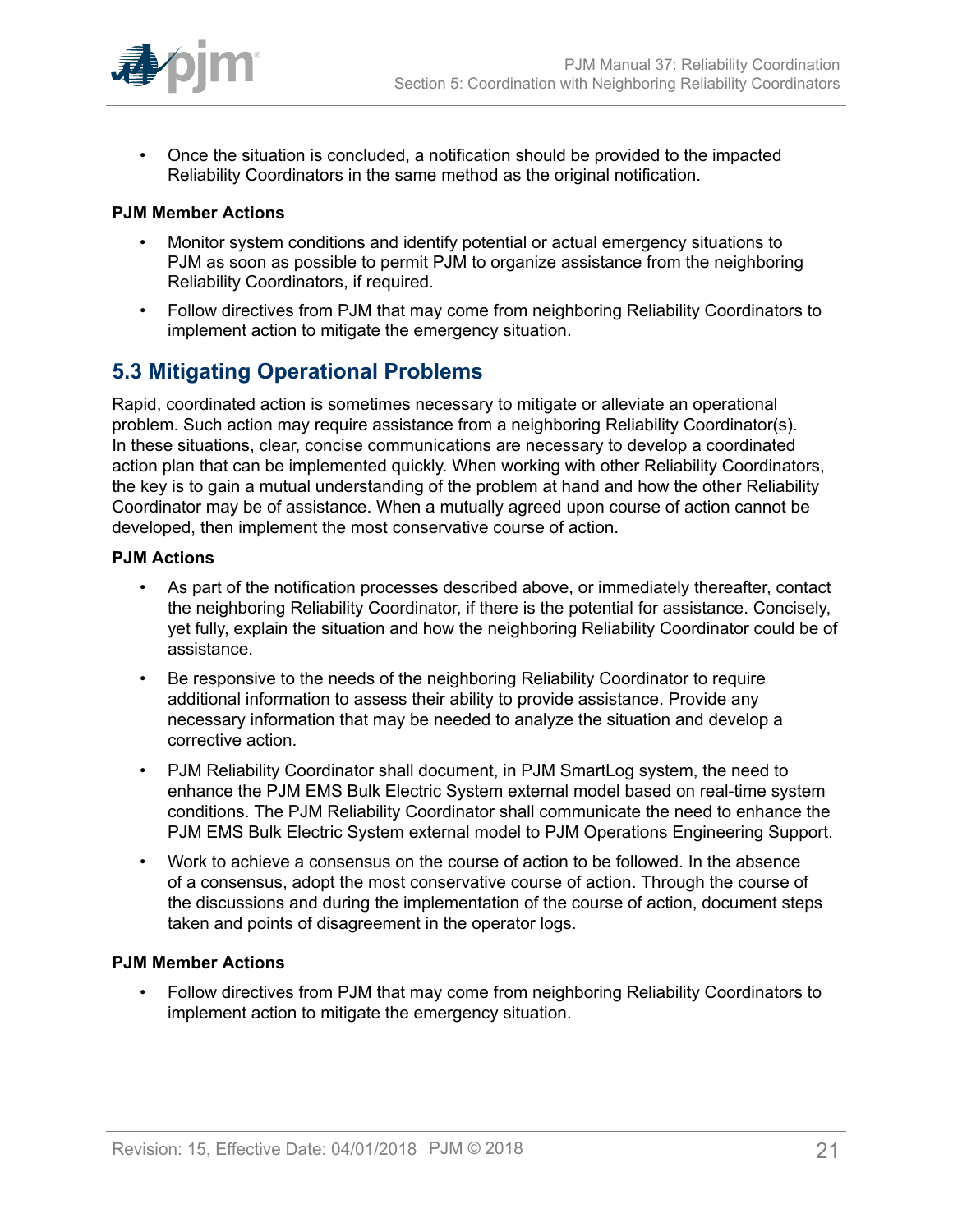- Once the situation is concluded, a notification should be provided to the impacted Reliability Coordinators in the same method as the original notification.

**PJM Member Actions**

- Monitor system conditions and identify potential or actual emergency situations to PJM as soon as possible to permit PJM to organize assistance from the neighboring Reliability Coordinators, if required.
- Follow directives from PJM that may come from neighboring Reliability Coordinators to implement action to mitigate the emergency situation.

## 5.3 Mitigating Operational Problems

Rapid, coordinated action is sometimes necessary to mitigate or alleviate an operational problem. Such action may require assistance from a neighboring Reliability Coordinator(s). In these situations, clear, concise communications are necessary to develop a coordinated action plan that can be implemented quickly. When working with other Reliability Coordinators, the key is to gain a mutual understanding of the problem at hand and how the other Reliability Coordinator may be of assistance. When a mutually agreed upon course of action cannot be developed, then implement the most conservative course of action.

**PJM Actions**

- As part of the notification processes described above, or immediately thereafter, contact the neighboring Reliability Coordinator, if there is the potential for assistance. Concisely, yet fully, explain the situation and how the neighboring Reliability Coordinator could be of assistance.
- Be responsive to the needs of the neighboring Reliability Coordinator to require additional information to assess their ability to provide assistance. Provide any necessary information that may be needed to analyze the situation and develop a corrective action.
- PJM Reliability Coordinator shall document, in PJM SmartLog system, the need to enhance the PJM EMS Bulk Electric System external model based on real-time system conditions. The PJM Reliability Coordinator shall communicate the need to enhance the PJM EMS Bulk Electric System external model to PJM Operations Engineering Support.
- Work to achieve a consensus on the course of action to be followed. In the absence of a consensus, adopt the most conservative course of action. Through the course of the discussions and during the implementation of the course of action, document steps taken and points of disagreement in the operator logs.

**PJM Member Actions**

- Follow directives from PJM that may come from neighboring Reliability Coordinators to implement action to mitigate the emergency situation.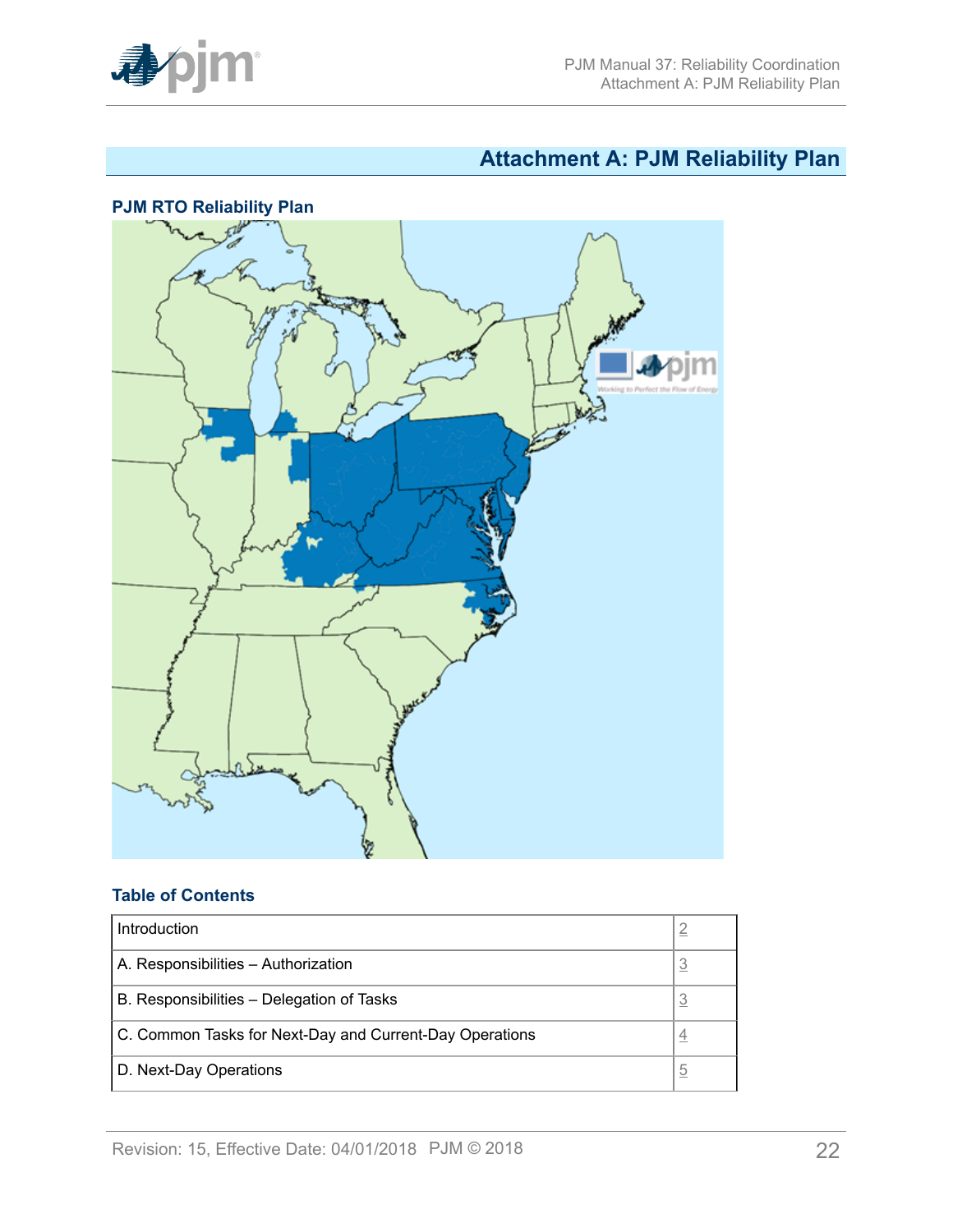# Attachment A: PJM Reliability Plan

## PJM RTO Reliability Plan

## Table of Contents

| | |
|---|---|
| Introduction | 2 |
| A. Responsibilities – Authorization | 3 |
| B. Responsibilities – Delegation of Tasks | 3 |
| C. Common Tasks for Next-Day and Current-Day Operations | 4 |
| D. Next-Day Operations | 5 |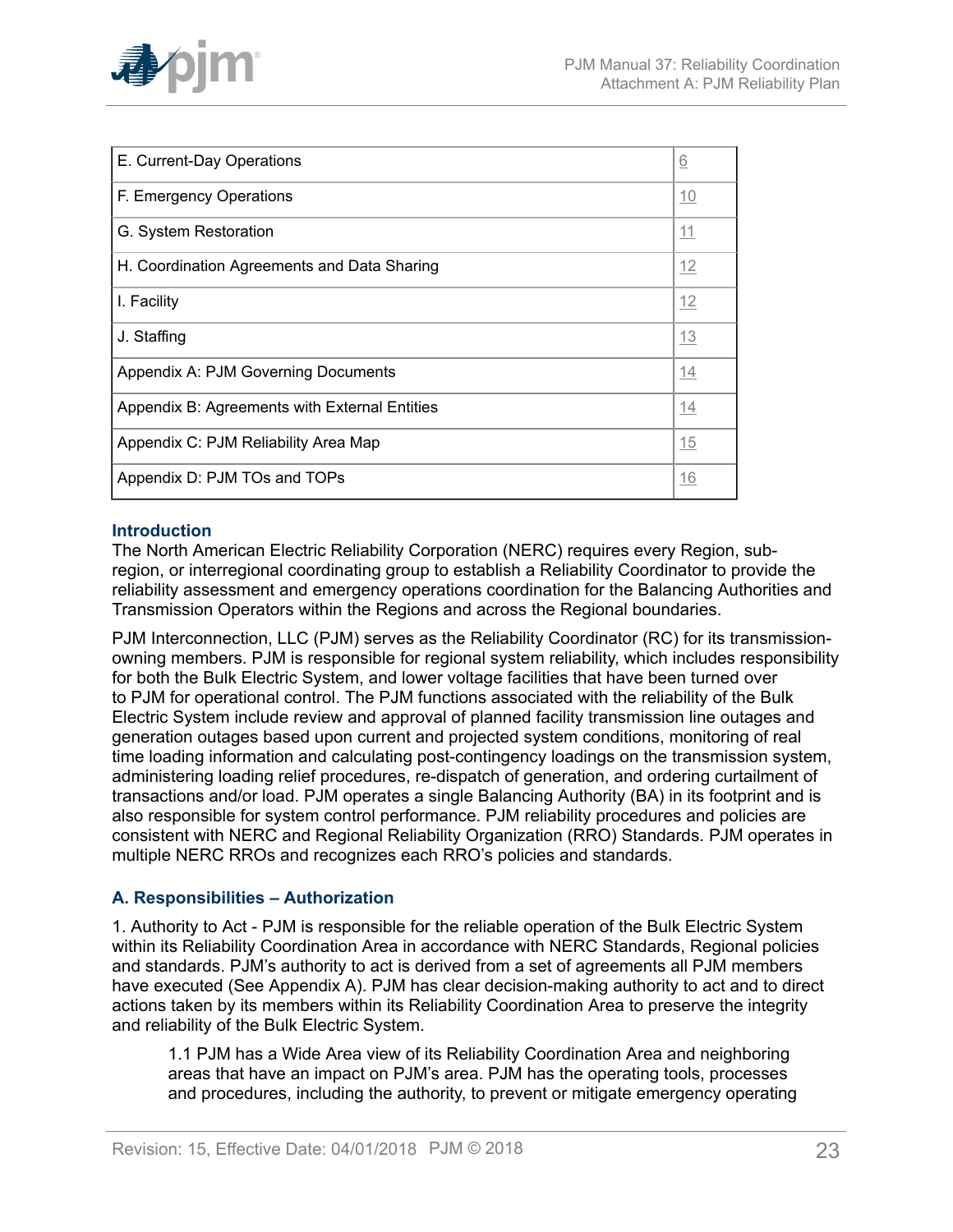| | |
|---|---|
| E. Current-Day Operations | 6 |
| F. Emergency Operations | 10 |
| G. System Restoration | 11 |
| H. Coordination Agreements and Data Sharing | 12 |
| I. Facility | 12 |
| J. Staffing | 13 |
| Appendix A: PJM Governing Documents | 14 |
| Appendix B: Agreements with External Entities | 14 |
| Appendix C: PJM Reliability Area Map | 15 |
| Appendix D: PJM TOs and TOPs | 16 |

## Introduction

The North American Electric Reliability Corporation (NERC) requires every Region, sub-region, or interregional coordinating group to establish a Reliability Coordinator to provide the reliability assessment and emergency operations coordination for the Balancing Authorities and Transmission Operators within the Regions and across the Regional boundaries.

PJM Interconnection, LLC (PJM) serves as the Reliability Coordinator (RC) for its transmission-owning members. PJM is responsible for regional system reliability, which includes responsibility for both the Bulk Electric System, and lower voltage facilities that have been turned over to PJM for operational control. The PJM functions associated with the reliability of the Bulk Electric System include review and approval of planned facility transmission line outages and generation outages based upon current and projected system conditions, monitoring of real time loading information and calculating post-contingency loadings on the transmission system, administering loading relief procedures, re-dispatch of generation, and ordering curtailment of transactions and/or load. PJM operates a single Balancing Authority (BA) in its footprint and is also responsible for system control performance. PJM reliability procedures and policies are consistent with NERC and Regional Reliability Organization (RRO) Standards. PJM operates in multiple NERC RROs and recognizes each RRO's policies and standards.

## A. Responsibilities – Authorization

1. Authority to Act - PJM is responsible for the reliable operation of the Bulk Electric System within its Reliability Coordination Area in accordance with NERC Standards, Regional policies and standards. PJM's authority to act is derived from a set of agreements all PJM members have executed (See Appendix A). PJM has clear decision-making authority to act and to direct actions taken by its members within its Reliability Coordination Area to preserve the integrity and reliability of the Bulk Electric System.

> 1.1 PJM has a Wide Area view of its Reliability Coordination Area and neighboring areas that have an impact on PJM's area. PJM has the operating tools, processes and procedures, including the authority, to prevent or mitigate emergency operating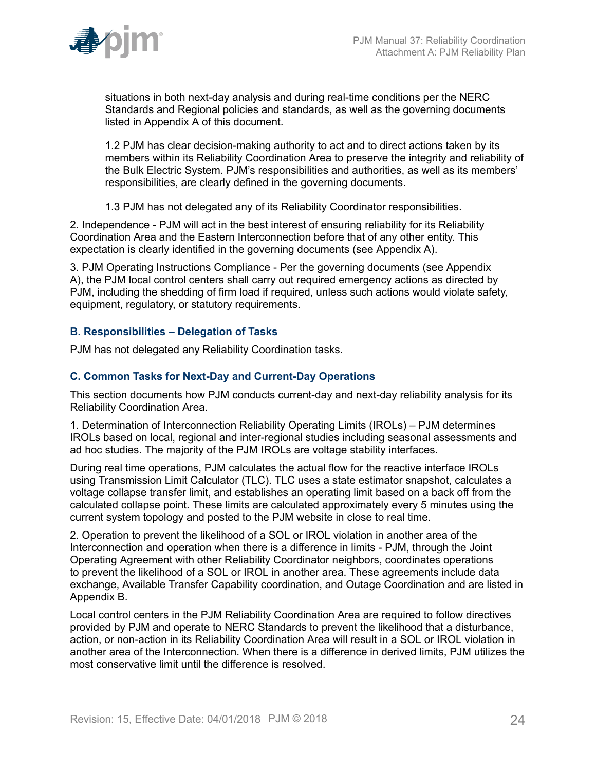situations in both next-day analysis and during real-time conditions per the NERC Standards and Regional policies and standards, as well as the governing documents listed in Appendix A of this document.

1.2 PJM has clear decision-making authority to act and to direct actions taken by its members within its Reliability Coordination Area to preserve the integrity and reliability of the Bulk Electric System. PJM's responsibilities and authorities, as well as its members' responsibilities, are clearly defined in the governing documents.

1.3 PJM has not delegated any of its Reliability Coordinator responsibilities.

2. Independence - PJM will act in the best interest of ensuring reliability for its Reliability Coordination Area and the Eastern Interconnection before that of any other entity. This expectation is clearly identified in the governing documents (see Appendix A).

3. PJM Operating Instructions Compliance - Per the governing documents (see Appendix A), the PJM local control centers shall carry out required emergency actions as directed by PJM, including the shedding of firm load if required, unless such actions would violate safety, equipment, regulatory, or statutory requirements.

### B. Responsibilities – Delegation of Tasks

PJM has not delegated any Reliability Coordination tasks.

### C. Common Tasks for Next-Day and Current-Day Operations

This section documents how PJM conducts current-day and next-day reliability analysis for its Reliability Coordination Area.

1. Determination of Interconnection Reliability Operating Limits (IROLs) – PJM determines IROLs based on local, regional and inter-regional studies including seasonal assessments and ad hoc studies. The majority of the PJM IROLs are voltage stability interfaces.

During real time operations, PJM calculates the actual flow for the reactive interface IROLs using Transmission Limit Calculator (TLC). TLC uses a state estimator snapshot, calculates a voltage collapse transfer limit, and establishes an operating limit based on a back off from the calculated collapse point. These limits are calculated approximately every 5 minutes using the current system topology and posted to the PJM website in close to real time.

2. Operation to prevent the likelihood of a SOL or IROL violation in another area of the Interconnection and operation when there is a difference in limits - PJM, through the Joint Operating Agreement with other Reliability Coordinator neighbors, coordinates operations to prevent the likelihood of a SOL or IROL in another area. These agreements include data exchange, Available Transfer Capability coordination, and Outage Coordination and are listed in Appendix B.

Local control centers in the PJM Reliability Coordination Area are required to follow directives provided by PJM and operate to NERC Standards to prevent the likelihood that a disturbance, action, or non-action in its Reliability Coordination Area will result in a SOL or IROL violation in another area of the Interconnection. When there is a difference in derived limits, PJM utilizes the most conservative limit until the difference is resolved.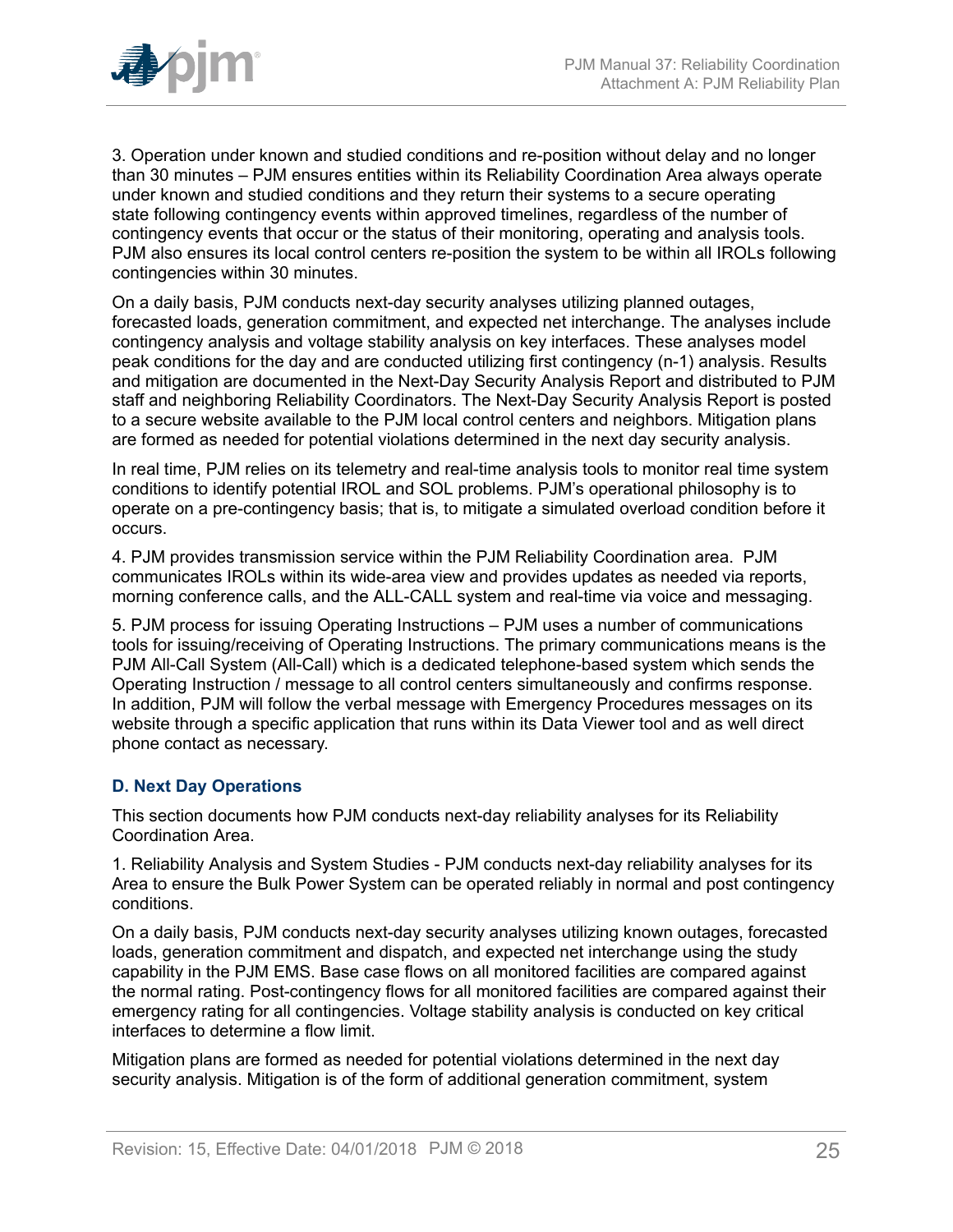3. Operation under known and studied conditions and re-position without delay and no longer than 30 minutes – PJM ensures entities within its Reliability Coordination Area always operate under known and studied conditions and they return their systems to a secure operating state following contingency events within approved timelines, regardless of the number of contingency events that occur or the status of their monitoring, operating and analysis tools. PJM also ensures its local control centers re-position the system to be within all IROLs following contingencies within 30 minutes.

On a daily basis, PJM conducts next-day security analyses utilizing planned outages, forecasted loads, generation commitment, and expected net interchange. The analyses include contingency analysis and voltage stability analysis on key interfaces. These analyses model peak conditions for the day and are conducted utilizing first contingency (n-1) analysis. Results and mitigation are documented in the Next-Day Security Analysis Report and distributed to PJM staff and neighboring Reliability Coordinators. The Next-Day Security Analysis Report is posted to a secure website available to the PJM local control centers and neighbors. Mitigation plans are formed as needed for potential violations determined in the next day security analysis.

In real time, PJM relies on its telemetry and real-time analysis tools to monitor real time system conditions to identify potential IROL and SOL problems. PJM's operational philosophy is to operate on a pre-contingency basis; that is, to mitigate a simulated overload condition before it occurs.

4. PJM provides transmission service within the PJM Reliability Coordination area. PJM communicates IROLs within its wide-area view and provides updates as needed via reports, morning conference calls, and the ALL-CALL system and real-time via voice and messaging.

5. PJM process for issuing Operating Instructions – PJM uses a number of communications tools for issuing/receiving of Operating Instructions. The primary communications means is the PJM All-Call System (All-Call) which is a dedicated telephone-based system which sends the Operating Instruction / message to all control centers simultaneously and confirms response. In addition, PJM will follow the verbal message with Emergency Procedures messages on its website through a specific application that runs within its Data Viewer tool and as well direct phone contact as necessary.

### D. Next Day Operations

This section documents how PJM conducts next-day reliability analyses for its Reliability Coordination Area.

1. Reliability Analysis and System Studies - PJM conducts next-day reliability analyses for its Area to ensure the Bulk Power System can be operated reliably in normal and post contingency conditions.

On a daily basis, PJM conducts next-day security analyses utilizing known outages, forecasted loads, generation commitment and dispatch, and expected net interchange using the study capability in the PJM EMS. Base case flows on all monitored facilities are compared against the normal rating. Post-contingency flows for all monitored facilities are compared against their emergency rating for all contingencies. Voltage stability analysis is conducted on key critical interfaces to determine a flow limit.

Mitigation plans are formed as needed for potential violations determined in the next day security analysis. Mitigation is of the form of additional generation commitment, system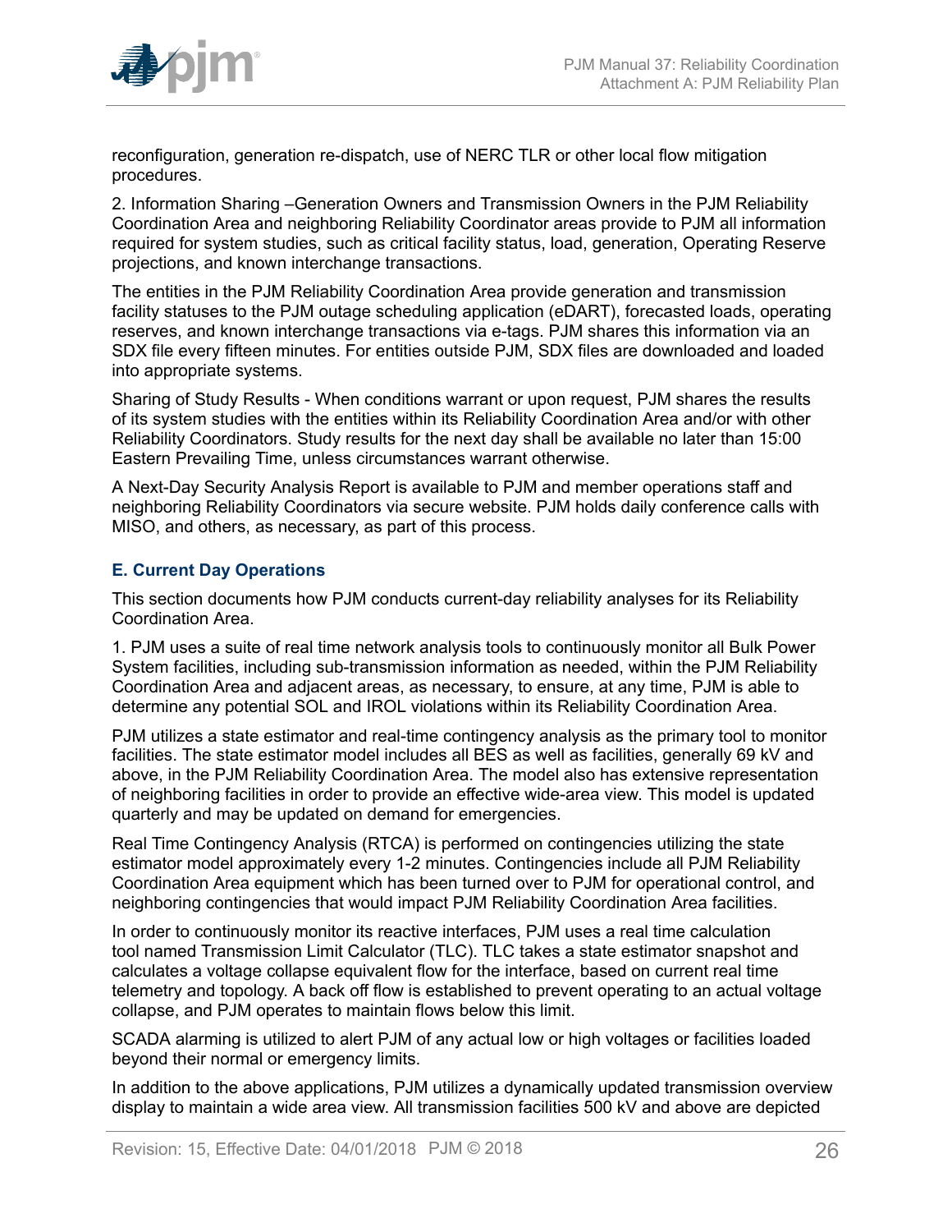reconfiguration, generation re-dispatch, use of NERC TLR or other local flow mitigation procedures.

2. Information Sharing –Generation Owners and Transmission Owners in the PJM Reliability Coordination Area and neighboring Reliability Coordinator areas provide to PJM all information required for system studies, such as critical facility status, load, generation, Operating Reserve projections, and known interchange transactions.

The entities in the PJM Reliability Coordination Area provide generation and transmission facility statuses to the PJM outage scheduling application (eDART), forecasted loads, operating reserves, and known interchange transactions via e-tags. PJM shares this information via an SDX file every fifteen minutes. For entities outside PJM, SDX files are downloaded and loaded into appropriate systems.

Sharing of Study Results - When conditions warrant or upon request, PJM shares the results of its system studies with the entities within its Reliability Coordination Area and/or with other Reliability Coordinators. Study results for the next day shall be available no later than 15:00 Eastern Prevailing Time, unless circumstances warrant otherwise.

A Next-Day Security Analysis Report is available to PJM and member operations staff and neighboring Reliability Coordinators via secure website. PJM holds daily conference calls with MISO, and others, as necessary, as part of this process.

### E. Current Day Operations

This section documents how PJM conducts current-day reliability analyses for its Reliability Coordination Area.

1. PJM uses a suite of real time network analysis tools to continuously monitor all Bulk Power System facilities, including sub-transmission information as needed, within the PJM Reliability Coordination Area and adjacent areas, as necessary, to ensure, at any time, PJM is able to determine any potential SOL and IROL violations within its Reliability Coordination Area.

PJM utilizes a state estimator and real-time contingency analysis as the primary tool to monitor facilities. The state estimator model includes all BES as well as facilities, generally 69 kV and above, in the PJM Reliability Coordination Area. The model also has extensive representation of neighboring facilities in order to provide an effective wide-area view. This model is updated quarterly and may be updated on demand for emergencies.

Real Time Contingency Analysis (RTCA) is performed on contingencies utilizing the state estimator model approximately every 1-2 minutes. Contingencies include all PJM Reliability Coordination Area equipment which has been turned over to PJM for operational control, and neighboring contingencies that would impact PJM Reliability Coordination Area facilities.

In order to continuously monitor its reactive interfaces, PJM uses a real time calculation tool named Transmission Limit Calculator (TLC). TLC takes a state estimator snapshot and calculates a voltage collapse equivalent flow for the interface, based on current real time telemetry and topology. A back off flow is established to prevent operating to an actual voltage collapse, and PJM operates to maintain flows below this limit.

SCADA alarming is utilized to alert PJM of any actual low or high voltages or facilities loaded beyond their normal or emergency limits.

In addition to the above applications, PJM utilizes a dynamically updated transmission overview display to maintain a wide area view. All transmission facilities 500 kV and above are depicted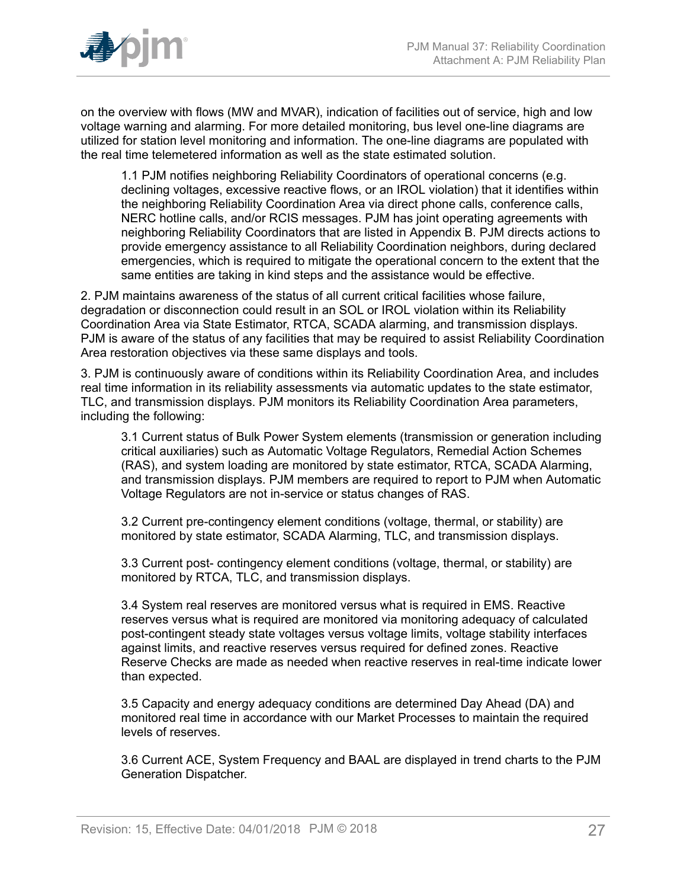on the overview with flows (MW and MVAR), indication of facilities out of service, high and low voltage warning and alarming. For more detailed monitoring, bus level one-line diagrams are utilized for station level monitoring and information. The one-line diagrams are populated with the real time telemetered information as well as the state estimated solution.

> 1.1 PJM notifies neighboring Reliability Coordinators of operational concerns (e.g. declining voltages, excessive reactive flows, or an IROL violation) that it identifies within the neighboring Reliability Coordination Area via direct phone calls, conference calls, NERC hotline calls, and/or RCIS messages. PJM has joint operating agreements with neighboring Reliability Coordinators that are listed in Appendix B. PJM directs actions to provide emergency assistance to all Reliability Coordination neighbors, during declared emergencies, which is required to mitigate the operational concern to the extent that the same entities are taking in kind steps and the assistance would be effective.

2. PJM maintains awareness of the status of all current critical facilities whose failure, degradation or disconnection could result in an SOL or IROL violation within its Reliability Coordination Area via State Estimator, RTCA, SCADA alarming, and transmission displays. PJM is aware of the status of any facilities that may be required to assist Reliability Coordination Area restoration objectives via these same displays and tools.

3. PJM is continuously aware of conditions within its Reliability Coordination Area, and includes real time information in its reliability assessments via automatic updates to the state estimator, TLC, and transmission displays. PJM monitors its Reliability Coordination Area parameters, including the following:

> 3.1 Current status of Bulk Power System elements (transmission or generation including critical auxiliaries) such as Automatic Voltage Regulators, Remedial Action Schemes (RAS), and system loading are monitored by state estimator, RTCA, SCADA Alarming, and transmission displays. PJM members are required to report to PJM when Automatic Voltage Regulators are not in-service or status changes of RAS.
>
> 3.2 Current pre-contingency element conditions (voltage, thermal, or stability) are monitored by state estimator, SCADA Alarming, TLC, and transmission displays.
>
> 3.3 Current post- contingency element conditions (voltage, thermal, or stability) are monitored by RTCA, TLC, and transmission displays.
>
> 3.4 System real reserves are monitored versus what is required in EMS. Reactive reserves versus what is required are monitored via monitoring adequacy of calculated post-contingent steady state voltages versus voltage limits, voltage stability interfaces against limits, and reactive reserves versus required for defined zones. Reactive Reserve Checks are made as needed when reactive reserves in real-time indicate lower than expected.
>
> 3.5 Capacity and energy adequacy conditions are determined Day Ahead (DA) and monitored real time in accordance with our Market Processes to maintain the required levels of reserves.
>
> 3.6 Current ACE, System Frequency and BAAL are displayed in trend charts to the PJM Generation Dispatcher.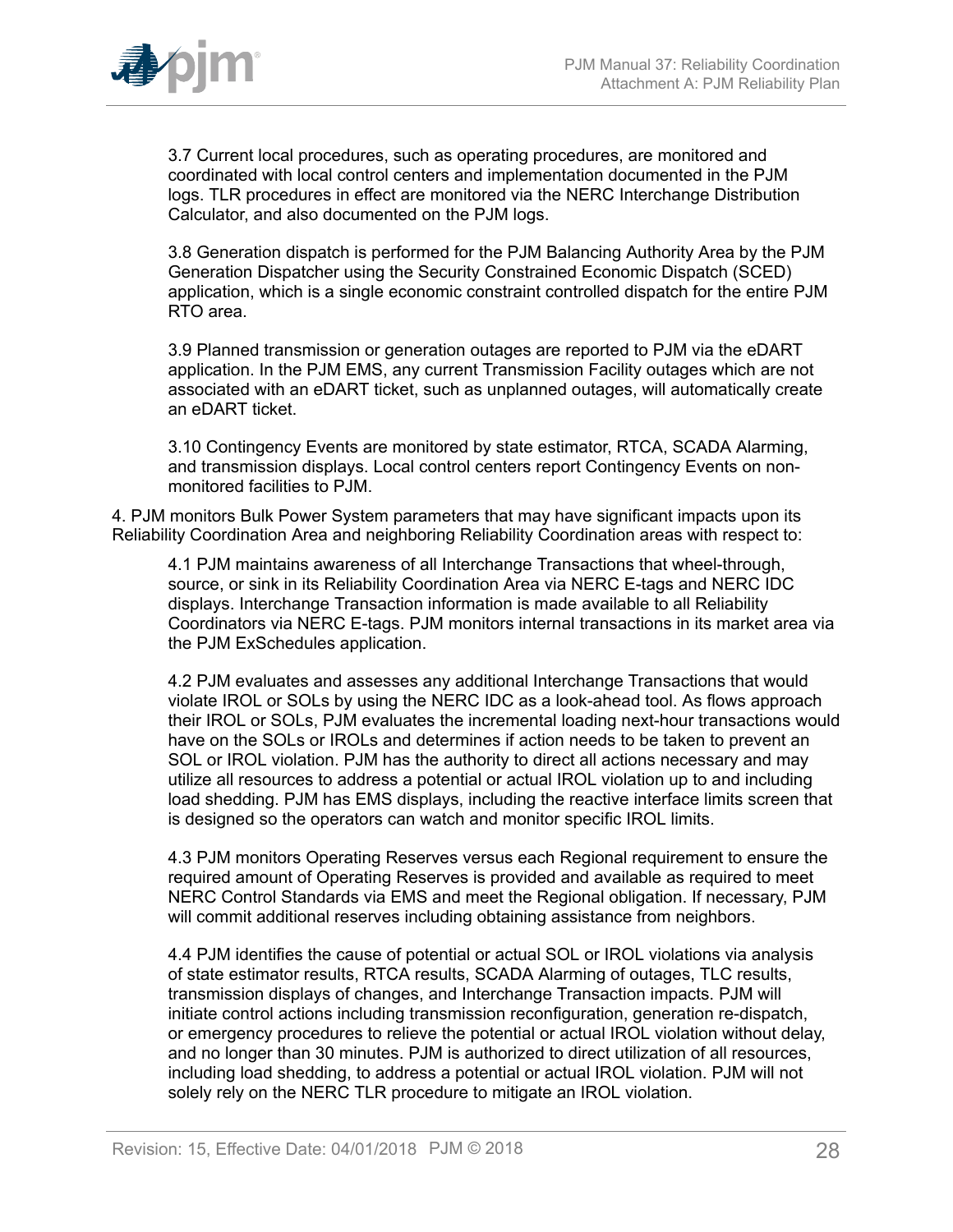3.7 Current local procedures, such as operating procedures, are monitored and coordinated with local control centers and implementation documented in the PJM logs. TLR procedures in effect are monitored via the NERC Interchange Distribution Calculator, and also documented on the PJM logs.

3.8 Generation dispatch is performed for the PJM Balancing Authority Area by the PJM Generation Dispatcher using the Security Constrained Economic Dispatch (SCED) application, which is a single economic constraint controlled dispatch for the entire PJM RTO area.

3.9 Planned transmission or generation outages are reported to PJM via the eDART application. In the PJM EMS, any current Transmission Facility outages which are not associated with an eDART ticket, such as unplanned outages, will automatically create an eDART ticket.

3.10 Contingency Events are monitored by state estimator, RTCA, SCADA Alarming, and transmission displays. Local control centers report Contingency Events on non-monitored facilities to PJM.

4. PJM monitors Bulk Power System parameters that may have significant impacts upon its Reliability Coordination Area and neighboring Reliability Coordination areas with respect to:

4.1 PJM maintains awareness of all Interchange Transactions that wheel-through, source, or sink in its Reliability Coordination Area via NERC E-tags and NERC IDC displays. Interchange Transaction information is made available to all Reliability Coordinators via NERC E-tags. PJM monitors internal transactions in its market area via the PJM ExSchedules application.

4.2 PJM evaluates and assesses any additional Interchange Transactions that would violate IROL or SOLs by using the NERC IDC as a look-ahead tool. As flows approach their IROL or SOLs, PJM evaluates the incremental loading next-hour transactions would have on the SOLs or IROLs and determines if action needs to be taken to prevent an SOL or IROL violation. PJM has the authority to direct all actions necessary and may utilize all resources to address a potential or actual IROL violation up to and including load shedding. PJM has EMS displays, including the reactive interface limits screen that is designed so the operators can watch and monitor specific IROL limits.

4.3 PJM monitors Operating Reserves versus each Regional requirement to ensure the required amount of Operating Reserves is provided and available as required to meet NERC Control Standards via EMS and meet the Regional obligation. If necessary, PJM will commit additional reserves including obtaining assistance from neighbors.

4.4 PJM identifies the cause of potential or actual SOL or IROL violations via analysis of state estimator results, RTCA results, SCADA Alarming of outages, TLC results, transmission displays of changes, and Interchange Transaction impacts. PJM will initiate control actions including transmission reconfiguration, generation re-dispatch, or emergency procedures to relieve the potential or actual IROL violation without delay, and no longer than 30 minutes. PJM is authorized to direct utilization of all resources, including load shedding, to address a potential or actual IROL violation. PJM will not solely rely on the NERC TLR procedure to mitigate an IROL violation.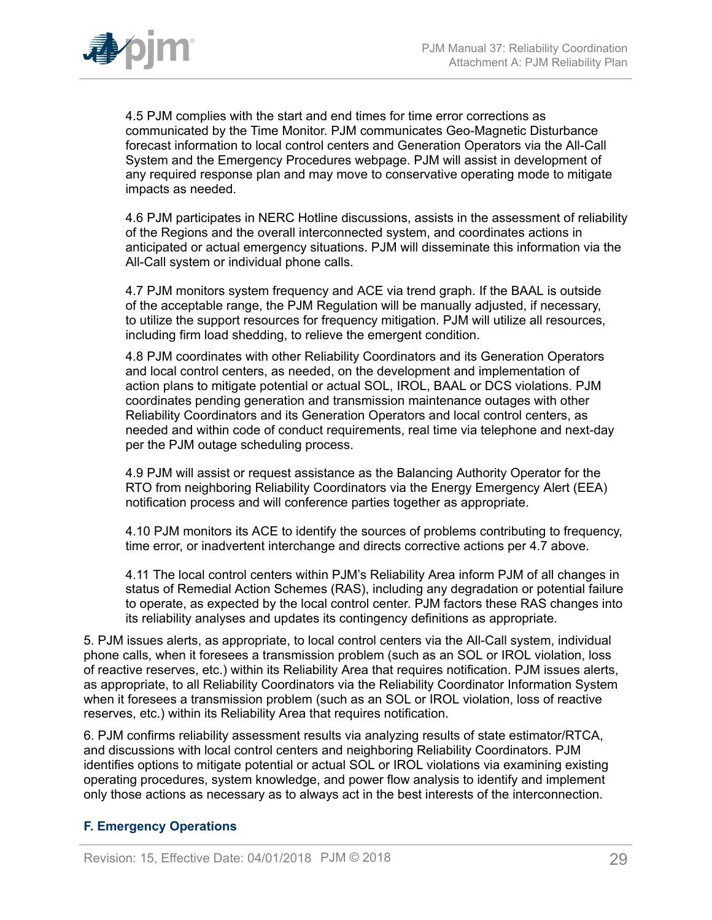4.5 PJM complies with the start and end times for time error corrections as communicated by the Time Monitor. PJM communicates Geo-Magnetic Disturbance forecast information to local control centers and Generation Operators via the All-Call System and the Emergency Procedures webpage. PJM will assist in development of any required response plan and may move to conservative operating mode to mitigate impacts as needed.

4.6 PJM participates in NERC Hotline discussions, assists in the assessment of reliability of the Regions and the overall interconnected system, and coordinates actions in anticipated or actual emergency situations. PJM will disseminate this information via the All-Call system or individual phone calls.

4.7 PJM monitors system frequency and ACE via trend graph. If the BAAL is outside of the acceptable range, the PJM Regulation will be manually adjusted, if necessary, to utilize the support resources for frequency mitigation. PJM will utilize all resources, including firm load shedding, to relieve the emergent condition.

4.8 PJM coordinates with other Reliability Coordinators and its Generation Operators and local control centers, as needed, on the development and implementation of action plans to mitigate potential or actual SOL, IROL, BAAL or DCS violations. PJM coordinates pending generation and transmission maintenance outages with other Reliability Coordinators and its Generation Operators and local control centers, as needed and within code of conduct requirements, real time via telephone and next-day per the PJM outage scheduling process.

4.9 PJM will assist or request assistance as the Balancing Authority Operator for the RTO from neighboring Reliability Coordinators via the Energy Emergency Alert (EEA) notification process and will conference parties together as appropriate.

4.10 PJM monitors its ACE to identify the sources of problems contributing to frequency, time error, or inadvertent interchange and directs corrective actions per 4.7 above.

4.11 The local control centers within PJM's Reliability Area inform PJM of all changes in status of Remedial Action Schemes (RAS), including any degradation or potential failure to operate, as expected by the local control center. PJM factors these RAS changes into its reliability analyses and updates its contingency definitions as appropriate.

5. PJM issues alerts, as appropriate, to local control centers via the All-Call system, individual phone calls, when it foresees a transmission problem (such as an SOL or IROL violation, loss of reactive reserves, etc.) within its Reliability Area that requires notification. PJM issues alerts, as appropriate, to all Reliability Coordinators via the Reliability Coordinator Information System when it foresees a transmission problem (such as an SOL or IROL violation, loss of reactive reserves, etc.) within its Reliability Area that requires notification.

6. PJM confirms reliability assessment results via analyzing results of state estimator/RTCA, and discussions with local control centers and neighboring Reliability Coordinators. PJM identifies options to mitigate potential or actual SOL or IROL violations via examining existing operating procedures, system knowledge, and power flow analysis to identify and implement only those actions as necessary as to always act in the best interests of the interconnection.

### F. Emergency Operations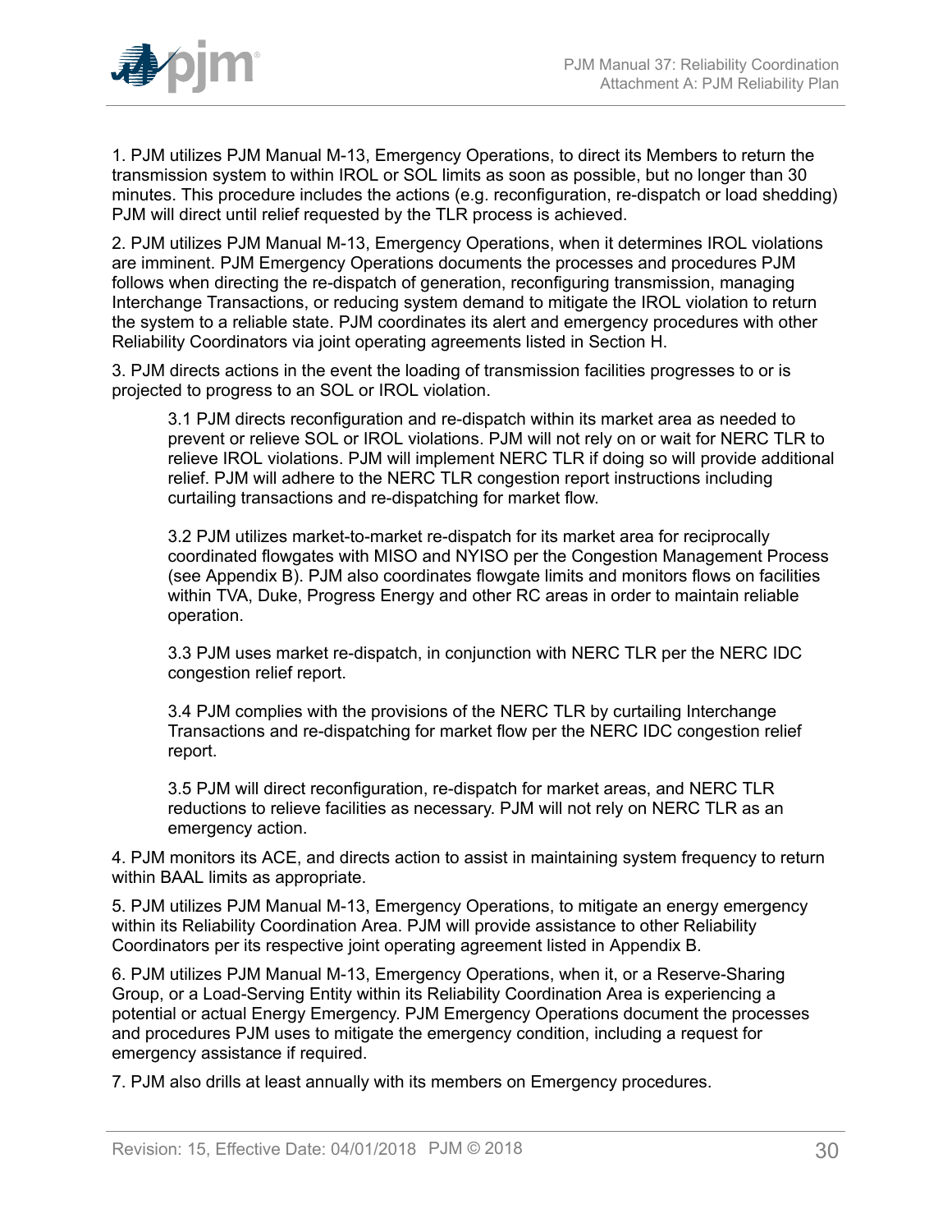1. PJM utilizes PJM Manual M-13, Emergency Operations, to direct its Members to return the transmission system to within IROL or SOL limits as soon as possible, but no longer than 30 minutes. This procedure includes the actions (e.g. reconfiguration, re-dispatch or load shedding) PJM will direct until relief requested by the TLR process is achieved.

2. PJM utilizes PJM Manual M-13, Emergency Operations, when it determines IROL violations are imminent. PJM Emergency Operations documents the processes and procedures PJM follows when directing the re-dispatch of generation, reconfiguring transmission, managing Interchange Transactions, or reducing system demand to mitigate the IROL violation to return the system to a reliable state. PJM coordinates its alert and emergency procedures with other Reliability Coordinators via joint operating agreements listed in Section H.

3. PJM directs actions in the event the loading of transmission facilities progresses to or is projected to progress to an SOL or IROL violation.

   3.1 PJM directs reconfiguration and re-dispatch within its market area as needed to prevent or relieve SOL or IROL violations. PJM will not rely on or wait for NERC TLR to relieve IROL violations. PJM will implement NERC TLR if doing so will provide additional relief. PJM will adhere to the NERC TLR congestion report instructions including curtailing transactions and re-dispatching for market flow.

   3.2 PJM utilizes market-to-market re-dispatch for its market area for reciprocally coordinated flowgates with MISO and NYISO per the Congestion Management Process (see Appendix B). PJM also coordinates flowgate limits and monitors flows on facilities within TVA, Duke, Progress Energy and other RC areas in order to maintain reliable operation.

   3.3 PJM uses market re-dispatch, in conjunction with NERC TLR per the NERC IDC congestion relief report.

   3.4 PJM complies with the provisions of the NERC TLR by curtailing Interchange Transactions and re-dispatching for market flow per the NERC IDC congestion relief report.

   3.5 PJM will direct reconfiguration, re-dispatch for market areas, and NERC TLR reductions to relieve facilities as necessary. PJM will not rely on NERC TLR as an emergency action.

4. PJM monitors its ACE, and directs action to assist in maintaining system frequency to return within BAAL limits as appropriate.

5. PJM utilizes PJM Manual M-13, Emergency Operations, to mitigate an energy emergency within its Reliability Coordination Area. PJM will provide assistance to other Reliability Coordinators per its respective joint operating agreement listed in Appendix B.

6. PJM utilizes PJM Manual M-13, Emergency Operations, when it, or a Reserve-Sharing Group, or a Load-Serving Entity within its Reliability Coordination Area is experiencing a potential or actual Energy Emergency. PJM Emergency Operations document the processes and procedures PJM uses to mitigate the emergency condition, including a request for emergency assistance if required.

7. PJM also drills at least annually with its members on Emergency procedures.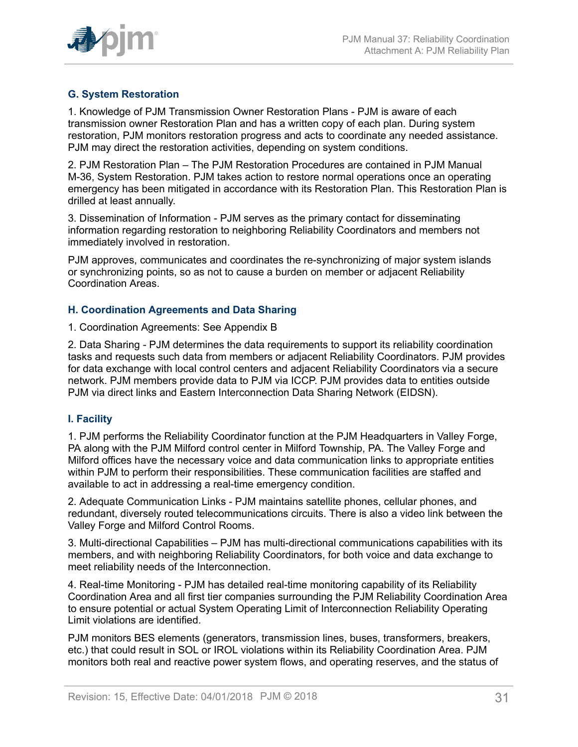### G. System Restoration

1. Knowledge of PJM Transmission Owner Restoration Plans - PJM is aware of each transmission owner Restoration Plan and has a written copy of each plan. During system restoration, PJM monitors restoration progress and acts to coordinate any needed assistance. PJM may direct the restoration activities, depending on system conditions.

2. PJM Restoration Plan – The PJM Restoration Procedures are contained in PJM Manual M-36, System Restoration. PJM takes action to restore normal operations once an operating emergency has been mitigated in accordance with its Restoration Plan. This Restoration Plan is drilled at least annually.

3. Dissemination of Information - PJM serves as the primary contact for disseminating information regarding restoration to neighboring Reliability Coordinators and members not immediately involved in restoration.

PJM approves, communicates and coordinates the re-synchronizing of major system islands or synchronizing points, so as not to cause a burden on member or adjacent Reliability Coordination Areas.

### H. Coordination Agreements and Data Sharing

1. Coordination Agreements: See Appendix B

2. Data Sharing - PJM determines the data requirements to support its reliability coordination tasks and requests such data from members or adjacent Reliability Coordinators. PJM provides for data exchange with local control centers and adjacent Reliability Coordinators via a secure network. PJM members provide data to PJM via ICCP. PJM provides data to entities outside PJM via direct links and Eastern Interconnection Data Sharing Network (EIDSN).

### I. Facility

1. PJM performs the Reliability Coordinator function at the PJM Headquarters in Valley Forge, PA along with the PJM Milford control center in Milford Township, PA. The Valley Forge and Milford offices have the necessary voice and data communication links to appropriate entities within PJM to perform their responsibilities. These communication facilities are staffed and available to act in addressing a real-time emergency condition.

2. Adequate Communication Links - PJM maintains satellite phones, cellular phones, and redundant, diversely routed telecommunications circuits. There is also a video link between the Valley Forge and Milford Control Rooms.

3. Multi-directional Capabilities – PJM has multi-directional communications capabilities with its members, and with neighboring Reliability Coordinators, for both voice and data exchange to meet reliability needs of the Interconnection.

4. Real-time Monitoring - PJM has detailed real-time monitoring capability of its Reliability Coordination Area and all first tier companies surrounding the PJM Reliability Coordination Area to ensure potential or actual System Operating Limit of Interconnection Reliability Operating Limit violations are identified.

PJM monitors BES elements (generators, transmission lines, buses, transformers, breakers, etc.) that could result in SOL or IROL violations within its Reliability Coordination Area. PJM monitors both real and reactive power system flows, and operating reserves, and the status of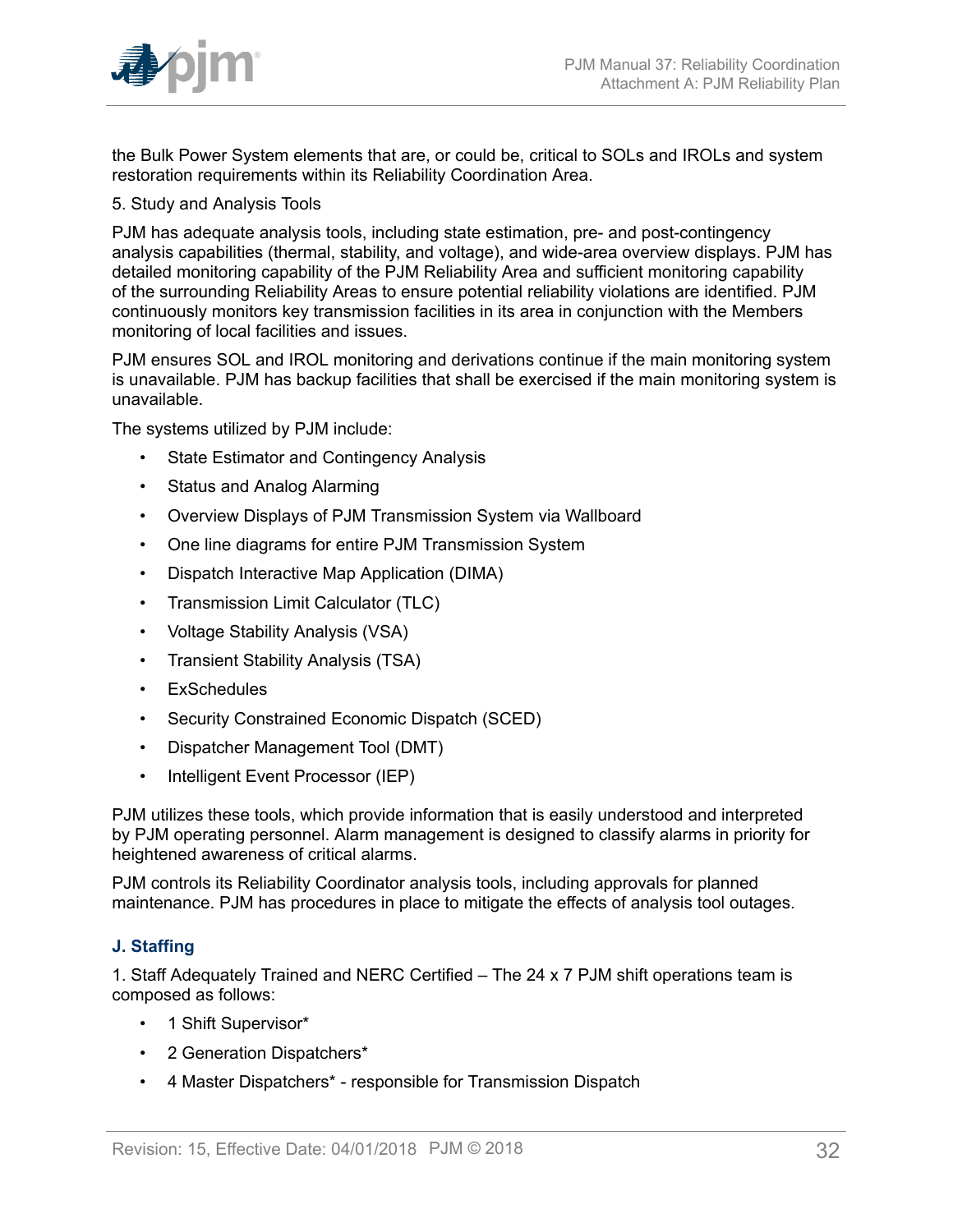the Bulk Power System elements that are, or could be, critical to SOLs and IROLs and system restoration requirements within its Reliability Coordination Area.

5. Study and Analysis Tools

PJM has adequate analysis tools, including state estimation, pre- and post-contingency analysis capabilities (thermal, stability, and voltage), and wide-area overview displays. PJM has detailed monitoring capability of the PJM Reliability Area and sufficient monitoring capability of the surrounding Reliability Areas to ensure potential reliability violations are identified. PJM continuously monitors key transmission facilities in its area in conjunction with the Members monitoring of local facilities and issues.

PJM ensures SOL and IROL monitoring and derivations continue if the main monitoring system is unavailable. PJM has backup facilities that shall be exercised if the main monitoring system is unavailable.

The systems utilized by PJM include:

- State Estimator and Contingency Analysis
- Status and Analog Alarming
- Overview Displays of PJM Transmission System via Wallboard
- One line diagrams for entire PJM Transmission System
- Dispatch Interactive Map Application (DIMA)
- Transmission Limit Calculator (TLC)
- Voltage Stability Analysis (VSA)
- Transient Stability Analysis (TSA)
- ExSchedules
- Security Constrained Economic Dispatch (SCED)
- Dispatcher Management Tool (DMT)
- Intelligent Event Processor (IEP)

PJM utilizes these tools, which provide information that is easily understood and interpreted by PJM operating personnel. Alarm management is designed to classify alarms in priority for heightened awareness of critical alarms.

PJM controls its Reliability Coordinator analysis tools, including approvals for planned maintenance. PJM has procedures in place to mitigate the effects of analysis tool outages.

### J. Staffing

1. Staff Adequately Trained and NERC Certified – The 24 x 7 PJM shift operations team is composed as follows:

- 1 Shift Supervisor*
- 2 Generation Dispatchers*
- 4 Master Dispatchers* - responsible for Transmission Dispatch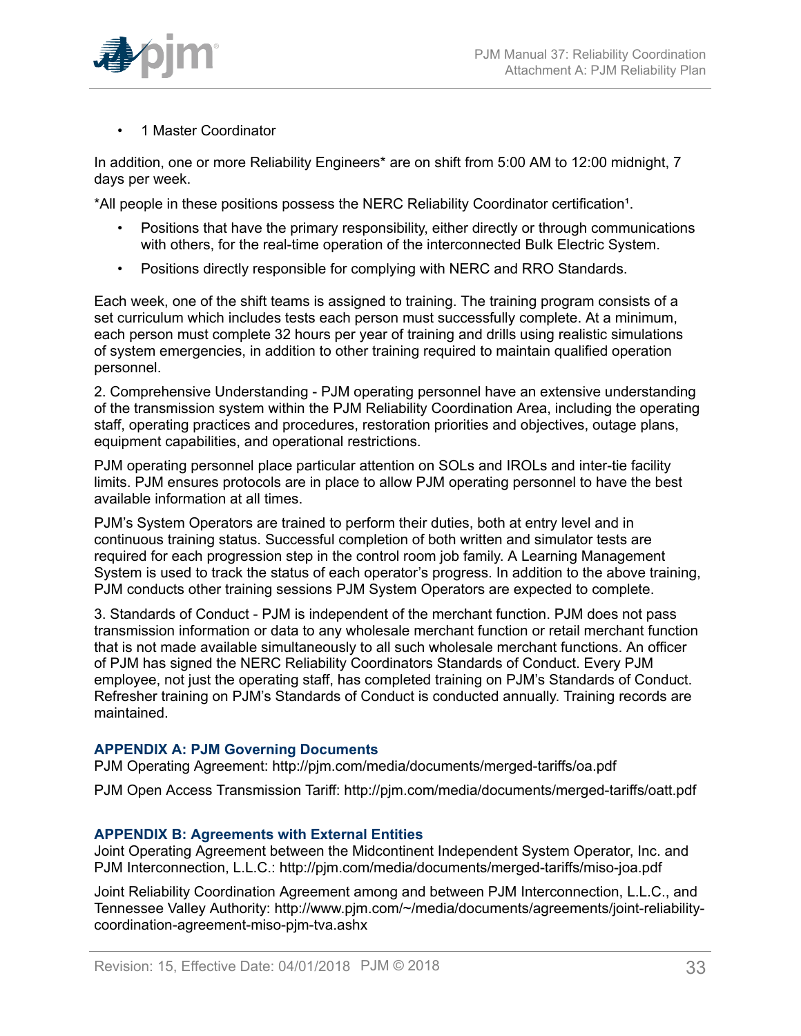- 1 Master Coordinator

In addition, one or more Reliability Engineers* are on shift from 5:00 AM to 12:00 midnight, 7 days per week.

*All people in these positions possess the NERC Reliability Coordinator certification[1].

- Positions that have the primary responsibility, either directly or through communications with others, for the real-time operation of the interconnected Bulk Electric System.
- Positions directly responsible for complying with NERC and RRO Standards.

Each week, one of the shift teams is assigned to training. The training program consists of a set curriculum which includes tests each person must successfully complete. At a minimum, each person must complete 32 hours per year of training and drills using realistic simulations of system emergencies, in addition to other training required to maintain qualified operation personnel.

2. Comprehensive Understanding - PJM operating personnel have an extensive understanding of the transmission system within the PJM Reliability Coordination Area, including the operating staff, operating practices and procedures, restoration priorities and objectives, outage plans, equipment capabilities, and operational restrictions.

PJM operating personnel place particular attention on SOLs and IROLs and inter-tie facility limits. PJM ensures protocols are in place to allow PJM operating personnel to have the best available information at all times.

PJM's System Operators are trained to perform their duties, both at entry level and in continuous training status. Successful completion of both written and simulator tests are required for each progression step in the control room job family. A Learning Management System is used to track the status of each operator's progress. In addition to the above training, PJM conducts other training sessions PJM System Operators are expected to complete.

3. Standards of Conduct - PJM is independent of the merchant function. PJM does not pass transmission information or data to any wholesale merchant function or retail merchant function that is not made available simultaneously to all such wholesale merchant functions. An officer of PJM has signed the NERC Reliability Coordinators Standards of Conduct. Every PJM employee, not just the operating staff, has completed training on PJM's Standards of Conduct. Refresher training on PJM's Standards of Conduct is conducted annually. Training records are maintained.

### APPENDIX A: PJM Governing Documents

PJM Operating Agreement: http://pjm.com/media/documents/merged-tariffs/oa.pdf

PJM Open Access Transmission Tariff: http://pjm.com/media/documents/merged-tariffs/oatt.pdf

### APPENDIX B: Agreements with External Entities

Joint Operating Agreement between the Midcontinent Independent System Operator, Inc. and PJM Interconnection, L.L.C.: http://pjm.com/media/documents/merged-tariffs/miso-joa.pdf

Joint Reliability Coordination Agreement among and between PJM Interconnection, L.L.C., and Tennessee Valley Authority: http://www.pjm.com/~/media/documents/agreements/joint-reliability-coordination-agreement-miso-pjm-tva.ashx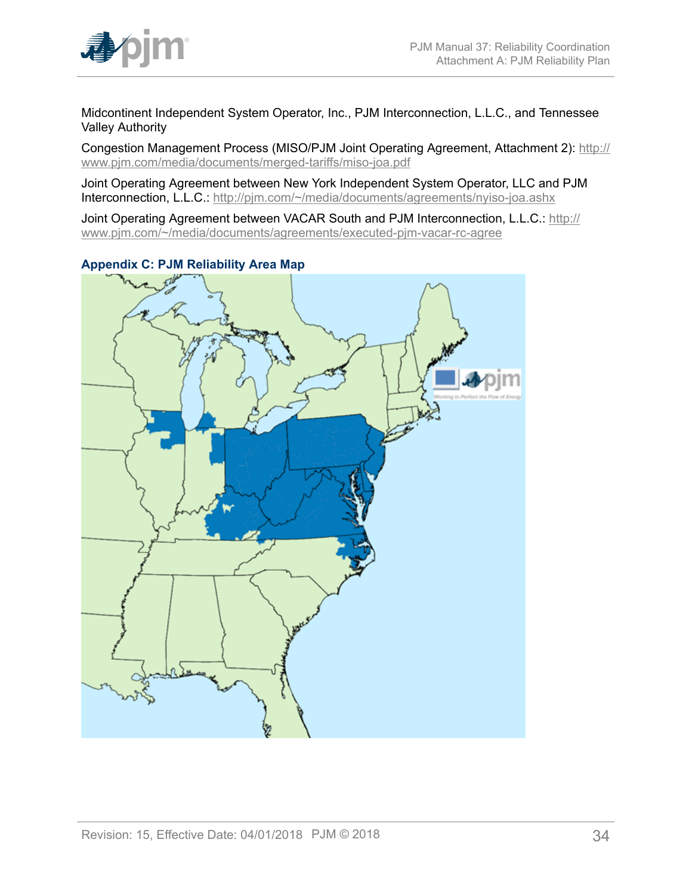Midcontinent Independent System Operator, Inc., PJM Interconnection, L.L.C., and Tennessee Valley Authority

Congestion Management Process (MISO/PJM Joint Operating Agreement, Attachment 2): http://www.pjm.com/media/documents/merged-tariffs/miso-joa.pdf

Joint Operating Agreement between New York Independent System Operator, LLC and PJM Interconnection, L.L.C.: http://pjm.com/~/media/documents/agreements/nyiso-joa.ashx

Joint Operating Agreement between VACAR South and PJM Interconnection, L.L.C.: http://www.pjm.com/~/media/documents/agreements/executed-pjm-vacar-rc-agree

## Appendix C: PJM Reliability Area Map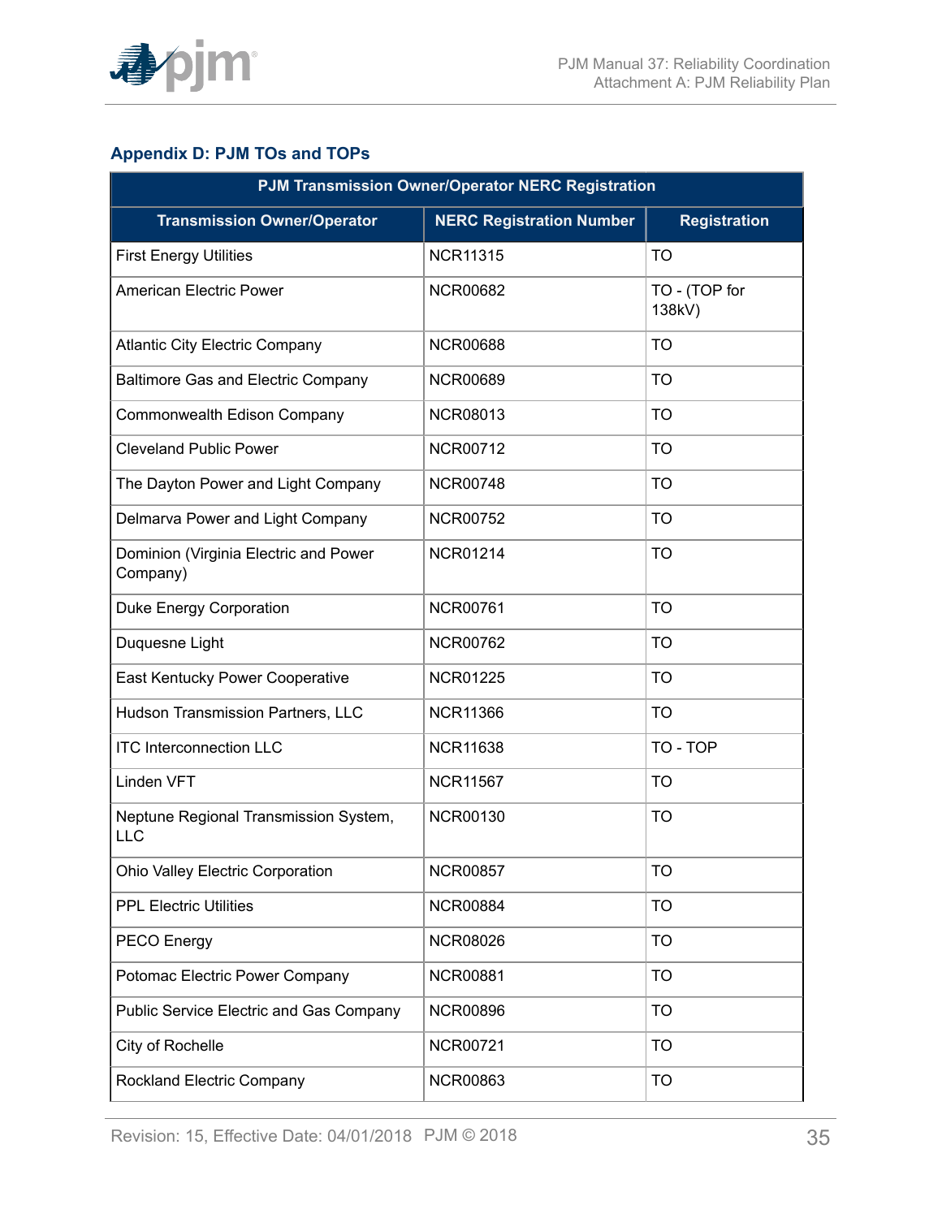## Appendix D: PJM TOs and TOPs

| PJM Transmission Owner/Operator NERC Registration | | |
|---|---|---|
| **Transmission Owner/Operator** | **NERC Registration Number** | **Registration** |
| First Energy Utilities | NCR11315 | TO |
| American Electric Power | NCR00682 | TO - (TOP for 138kV) |
| Atlantic City Electric Company | NCR00688 | TO |
| Baltimore Gas and Electric Company | NCR00689 | TO |
| Commonwealth Edison Company | NCR08013 | TO |
| Cleveland Public Power | NCR00712 | TO |
| The Dayton Power and Light Company | NCR00748 | TO |
| Delmarva Power and Light Company | NCR00752 | TO |
| Dominion (Virginia Electric and Power Company) | NCR01214 | TO |
| Duke Energy Corporation | NCR00761 | TO |
| Duquesne Light | NCR00762 | TO |
| East Kentucky Power Cooperative | NCR01225 | TO |
| Hudson Transmission Partners, LLC | NCR11366 | TO |
| ITC Interconnection LLC | NCR11638 | TO - TOP |
| Linden VFT | NCR11567 | TO |
| Neptune Regional Transmission System, LLC | NCR00130 | TO |
| Ohio Valley Electric Corporation | NCR00857 | TO |
| PPL Electric Utilities | NCR00884 | TO |
| PECO Energy | NCR08026 | TO |
| Potomac Electric Power Company | NCR00881 | TO |
| Public Service Electric and Gas Company | NCR00896 | TO |
| City of Rochelle | NCR00721 | TO |
| Rockland Electric Company | NCR00863 | TO |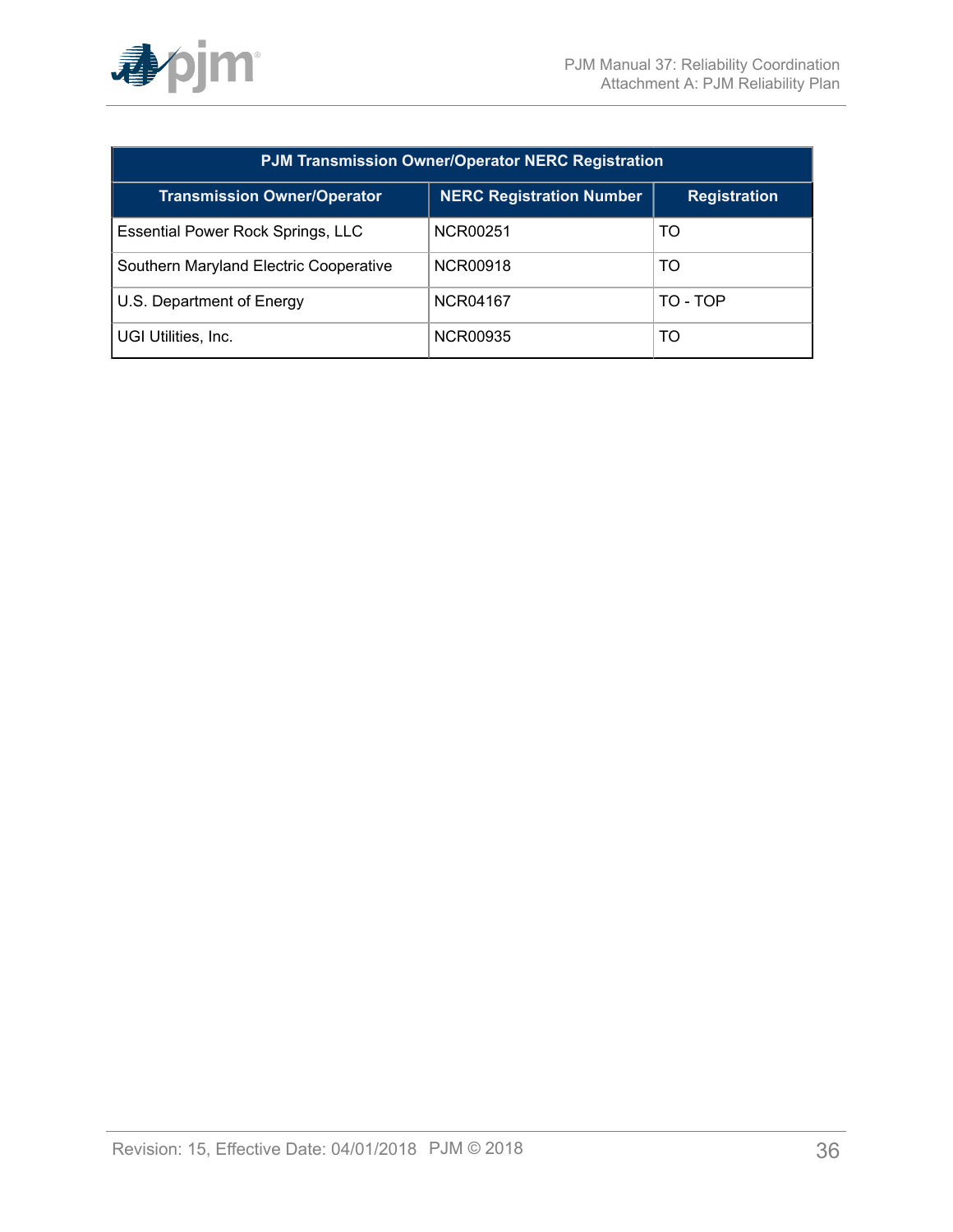| PJM Transmission Owner/Operator NERC Registration | | |
|---|---|---|
| **Transmission Owner/Operator** | **NERC Registration Number** | **Registration** |
| Essential Power Rock Springs, LLC | NCR00251 | TO |
| Southern Maryland Electric Cooperative | NCR00918 | TO |
| U.S. Department of Energy | NCR04167 | TO - TOP |
| UGI Utilities, Inc. | NCR00935 | TO |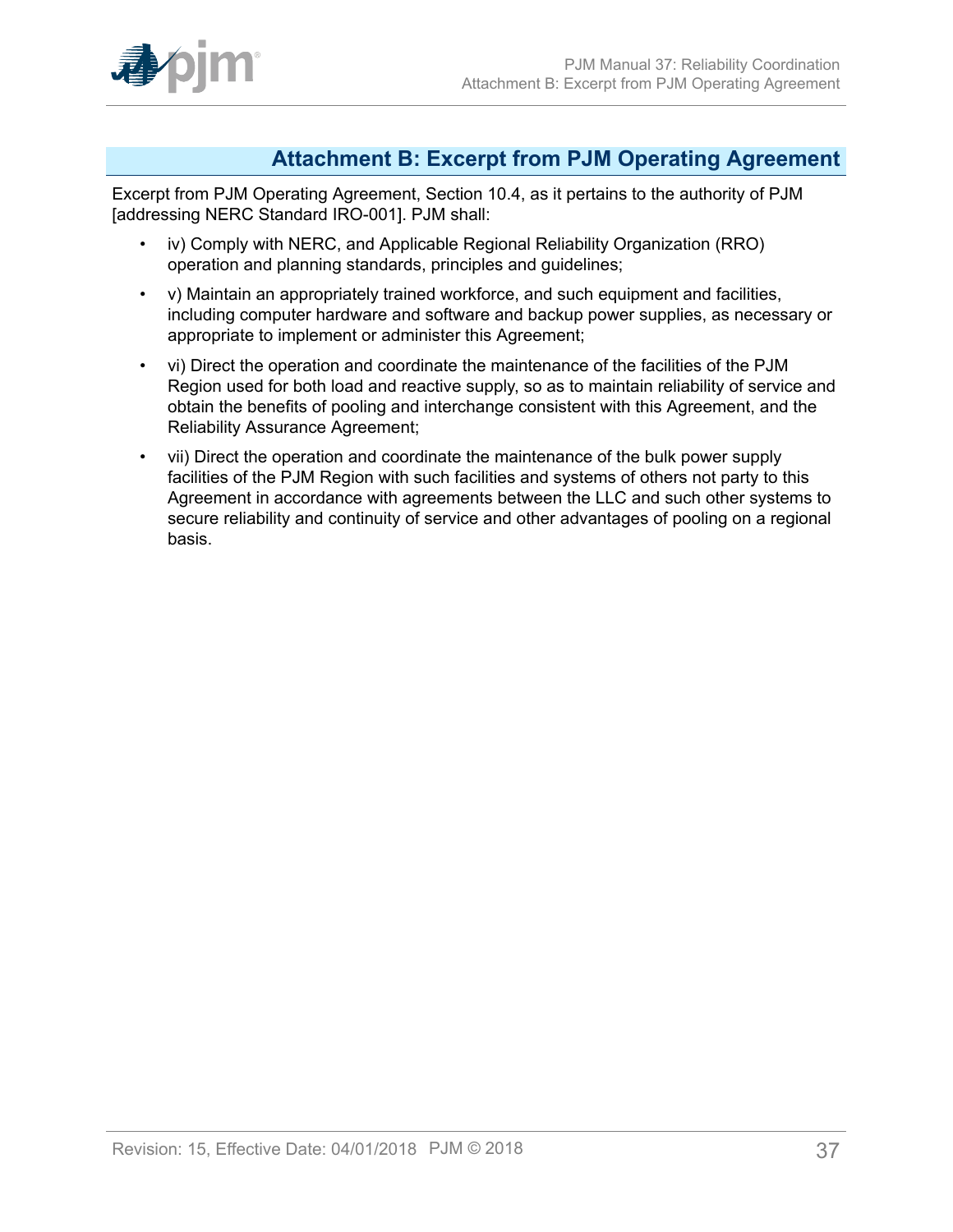## Attachment B: Excerpt from PJM Operating Agreement

Excerpt from PJM Operating Agreement, Section 10.4, as it pertains to the authority of PJM [addressing NERC Standard IRO-001]. PJM shall:

- iv) Comply with NERC, and Applicable Regional Reliability Organization (RRO) operation and planning standards, principles and guidelines;
- v) Maintain an appropriately trained workforce, and such equipment and facilities, including computer hardware and software and backup power supplies, as necessary or appropriate to implement or administer this Agreement;
- vi) Direct the operation and coordinate the maintenance of the facilities of the PJM Region used for both load and reactive supply, so as to maintain reliability of service and obtain the benefits of pooling and interchange consistent with this Agreement, and the Reliability Assurance Agreement;
- vii) Direct the operation and coordinate the maintenance of the bulk power supply facilities of the PJM Region with such facilities and systems of others not party to this Agreement in accordance with agreements between the LLC and such other systems to secure reliability and continuity of service and other advantages of pooling on a regional basis.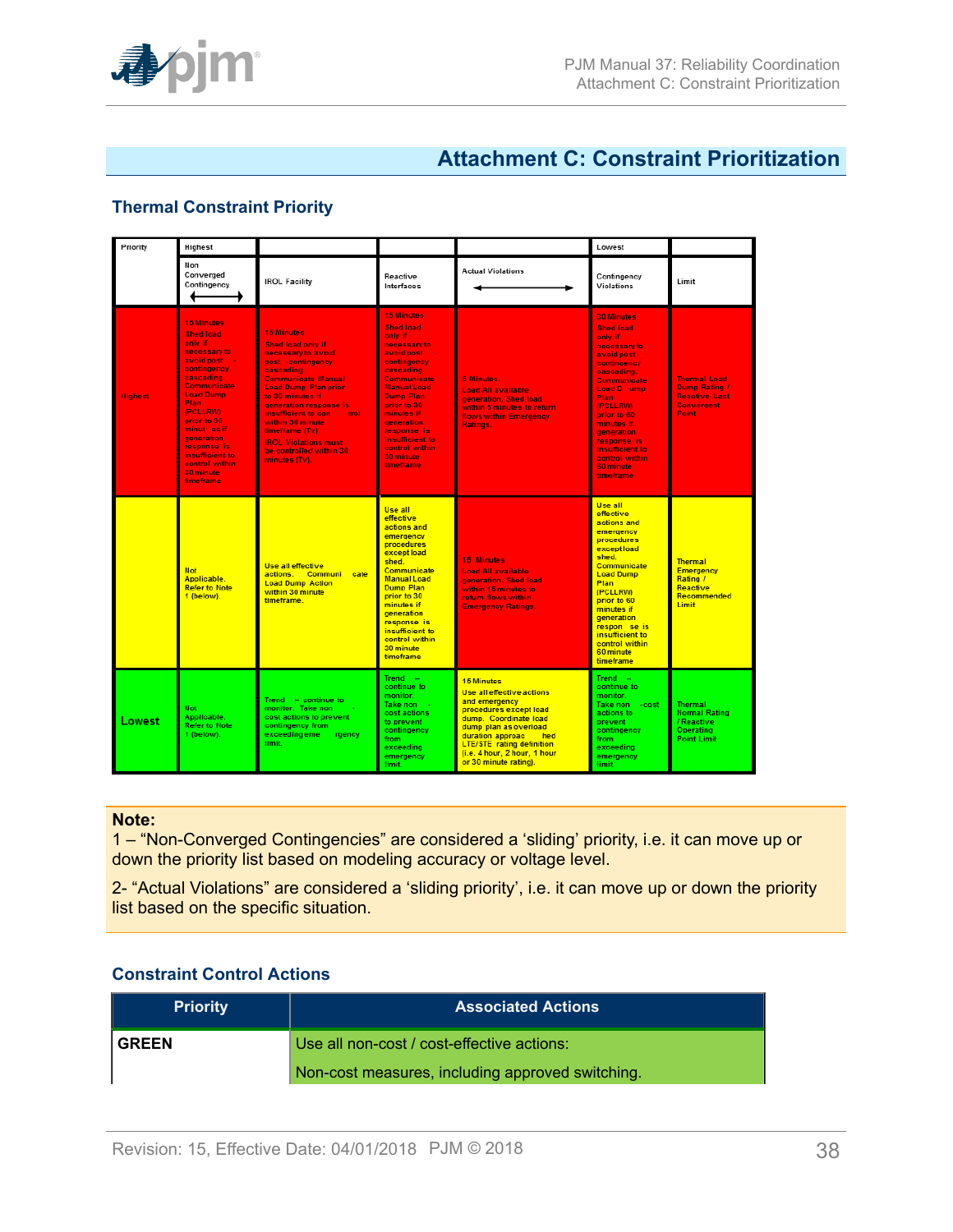# Attachment C: Constraint Prioritization

## Thermal Constraint Priority

| Priority | Highest | | | | Lowest | |
|---|---|---|---|---|---|---|
| | Non Converged Contingency | IROL Facility | Reactive Interfaces | Actual Violations | Contingency Violations | Limit |
| Highest | 15 Minutes Shed load only if necessary to avoid post - contingency cascading. Communicate Load Dump Plan (PCLLRW) prior to 30 minutes if generation response is insufficient to control within 30 minute timeframe | 15 Minutes Shed load only if necessary to avoid post - contingency cascading. Communicate Manual Load Dump Plan prior to 30 minutes if generation response is insufficient to control within 30 minute timeframe (Tv). IROL Violations must be controlled within 30 minutes (Tv). | 15 Minutes Shed load only if necessary to avoid post - contingency cascading. Communicate Manual Load Dump Plan prior to 30 minutes if generation response is insufficient to control within 30 minute timeframe | 5 Minutes Load All available generation. Shed load within 5 minutes to return flows within Emergency Ratings. | 30 Minutes Shed load only if necessary to avoid post contingency cascading. Communicate Load Dump Plan (PCLLRW) prior to 60 minutes if generation response is insufficient to control within 60 minute timeframe | Thermal Load Dump Rating / Reactive Last Convergent Point |
| | Not Applicable. Refer to Note 1 (below). | Use all effective actions. Communicate Load Dump Action within 30 minute timeframe. | Use all effective actions and emergency procedures except load shed. Communicate Manual Load Dump Plan prior to 30 minutes if generation response is insufficient to control within 30 minute timeframe | 15 Minutes Load All available generation. Shed load within 15 minutes to return flows within Emergency Ratings. | Use all effective actions and emergency procedures except load shed. Communicate Load Dump Plan (PCLLRW) prior to 60 minutes if generation response is insufficient to control within 60 minute timeframe | Thermal Emergency Rating / Reactive Recommended Limit |
| Lowest | Not Applicable. Refer to Note 1 (below). | Trend – continue to monitor. Take non - cost actions to prevent contingency from exceeding emergency limit. | Trend – continue to monitor. Take non cost actions to prevent contingency from exceeding emergency limit | 15 Minutes Use all effective actions and emergency procedures except load dump. Coordinate load dump plan as overload duration approaches LTE/STE rating definition (i.e. 4 hour, 2 hour, 1 hour or 30 minute rating). | Trend – continue to monitor. Take non -cost actions to prevent contingency from exceeding emergency limit | Thermal Normal Rating / Reactive Operating Point Limit |

**Note:**

1 – "Non-Converged Contingencies" are considered a 'sliding' priority, i.e. it can move up or down the priority list based on modeling accuracy or voltage level.

2- "Actual Violations" are considered a 'sliding priority', i.e. it can move up or down the priority list based on the specific situation.

## Constraint Control Actions

| Priority | Associated Actions |
|---|---|
| **GREEN** | Use all non-cost / cost-effective actions: |
| | Non-cost measures, including approved switching. |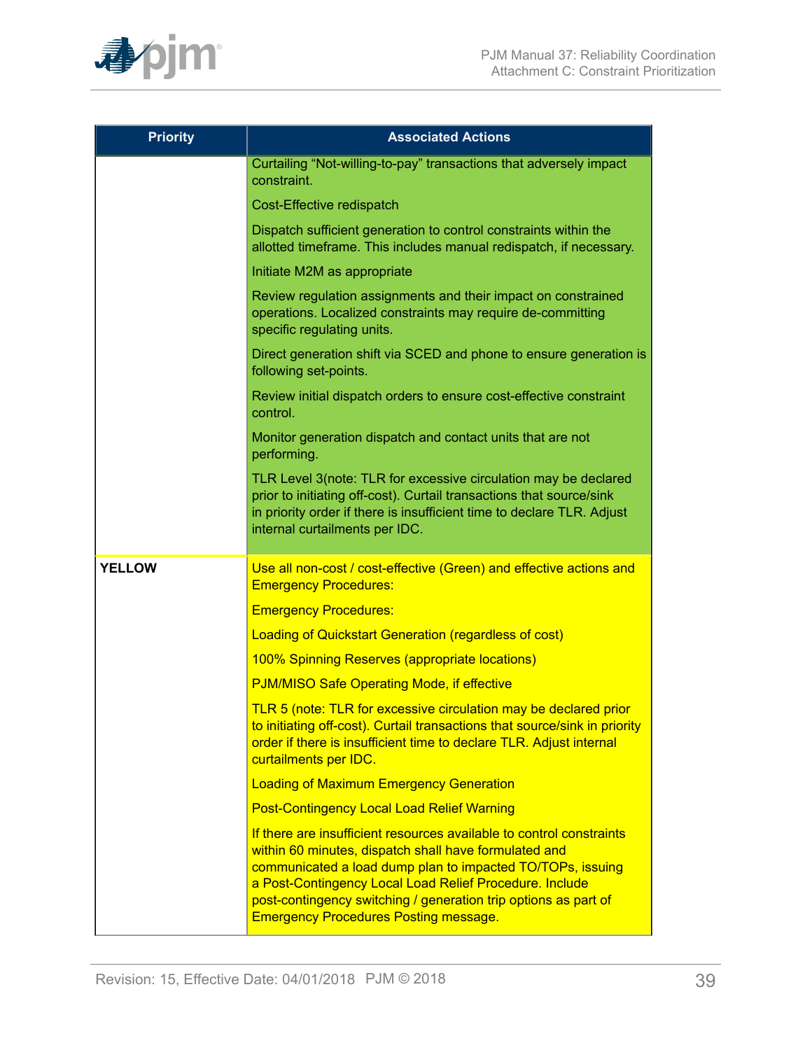| Priority | Associated Actions |
|---|---|
| | Curtailing "Not-willing-to-pay" transactions that adversely impact constraint.<br><br>Cost-Effective redispatch<br><br>Dispatch sufficient generation to control constraints within the allotted timeframe. This includes manual redispatch, if necessary.<br><br>Initiate M2M as appropriate<br><br>Review regulation assignments and their impact on constrained operations. Localized constraints may require de-committing specific regulating units.<br><br>Direct generation shift via SCED and phone to ensure generation is following set-points.<br><br>Review initial dispatch orders to ensure cost-effective constraint control.<br><br>Monitor generation dispatch and contact units that are not performing.<br><br>TLR Level 3(note: TLR for excessive circulation may be declared prior to initiating off-cost). Curtail transactions that source/sink in priority order if there is insufficient time to declare TLR. Adjust internal curtailments per IDC. |
| **YELLOW** | Use all non-cost / cost-effective (Green) and effective actions and Emergency Procedures:<br><br>Emergency Procedures:<br><br>Loading of Quickstart Generation (regardless of cost)<br><br>100% Spinning Reserves (appropriate locations)<br><br>PJM/MISO Safe Operating Mode, if effective<br><br>TLR 5 (note: TLR for excessive circulation may be declared prior to initiating off-cost). Curtail transactions that source/sink in priority order if there is insufficient time to declare TLR. Adjust internal curtailments per IDC.<br><br>Loading of Maximum Emergency Generation<br><br>Post-Contingency Local Load Relief Warning<br><br>If there are insufficient resources available to control constraints within 60 minutes, dispatch shall have formulated and communicated a load dump plan to impacted TO/TOPs, issuing a Post-Contingency Local Load Relief Procedure. Include post-contingency switching / generation trip options as part of Emergency Procedures Posting message. |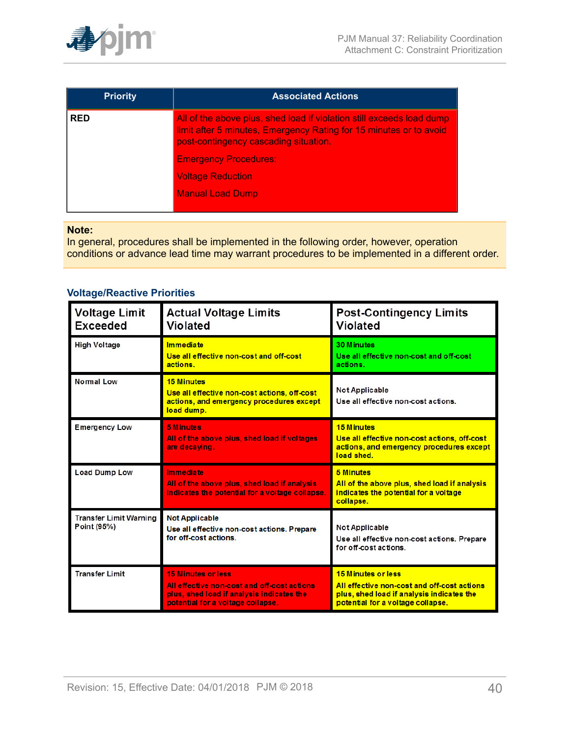| Priority | Associated Actions |
| --- | --- |
| RED | All of the above plus, shed load if violation still exceeds load dump limit after 5 minutes, Emergency Rating for 15 minutes or to avoid post-contingency cascading situation.<br><br>Emergency Procedures:<br><br>Voltage Reduction<br><br>Manual Load Dump |

**Note:**
In general, procedures shall be implemented in the following order, however, operation conditions or advance lead time may warrant procedures to be implemented in a different order.

### Voltage/Reactive Priorities

| Voltage Limit Exceeded | Actual Voltage Limits Violated | Post-Contingency Limits Violated |
| --- | --- | --- |
| High Voltage | Immediate<br>Use all effective non-cost and off-cost actions. | 30 Minutes<br>Use all effective non-cost and off-cost actions. |
| Normal Low | 15 Minutes<br>Use all effective non-cost actions, off-cost actions, and emergency procedures except load dump. | Not Applicable<br>Use all effective non-cost actions. |
| Emergency Low | 5 Minutes<br>All of the above plus, shed load if voltages are decaying. | 15 Minutes<br>Use all effective non-cost actions, off-cost actions, and emergency procedures except load shed. |
| Load Dump Low | Immediate<br>All of the above plus, shed load if analysis indicates the potential for a voltage collapse. | 5 Minutes<br>All of the above plus, shed load if analysis indicates the potential for a voltage collapse. |
| Transfer Limit Warning Point (95%) | Not Applicable<br>Use all effective non-cost actions. Prepare for off-cost actions. | Not Applicable<br>Use all effective non-cost actions. Prepare for off-cost actions. |
| Transfer Limit | 15 Minutes or less<br>All effective non-cost and off-cost actions plus, shed load if analysis indicates the potential for a voltage collapse. | 15 Minutes or less<br>All effective non-cost and off-cost actions plus, shed load if analysis indicates the potential for a voltage collapse. |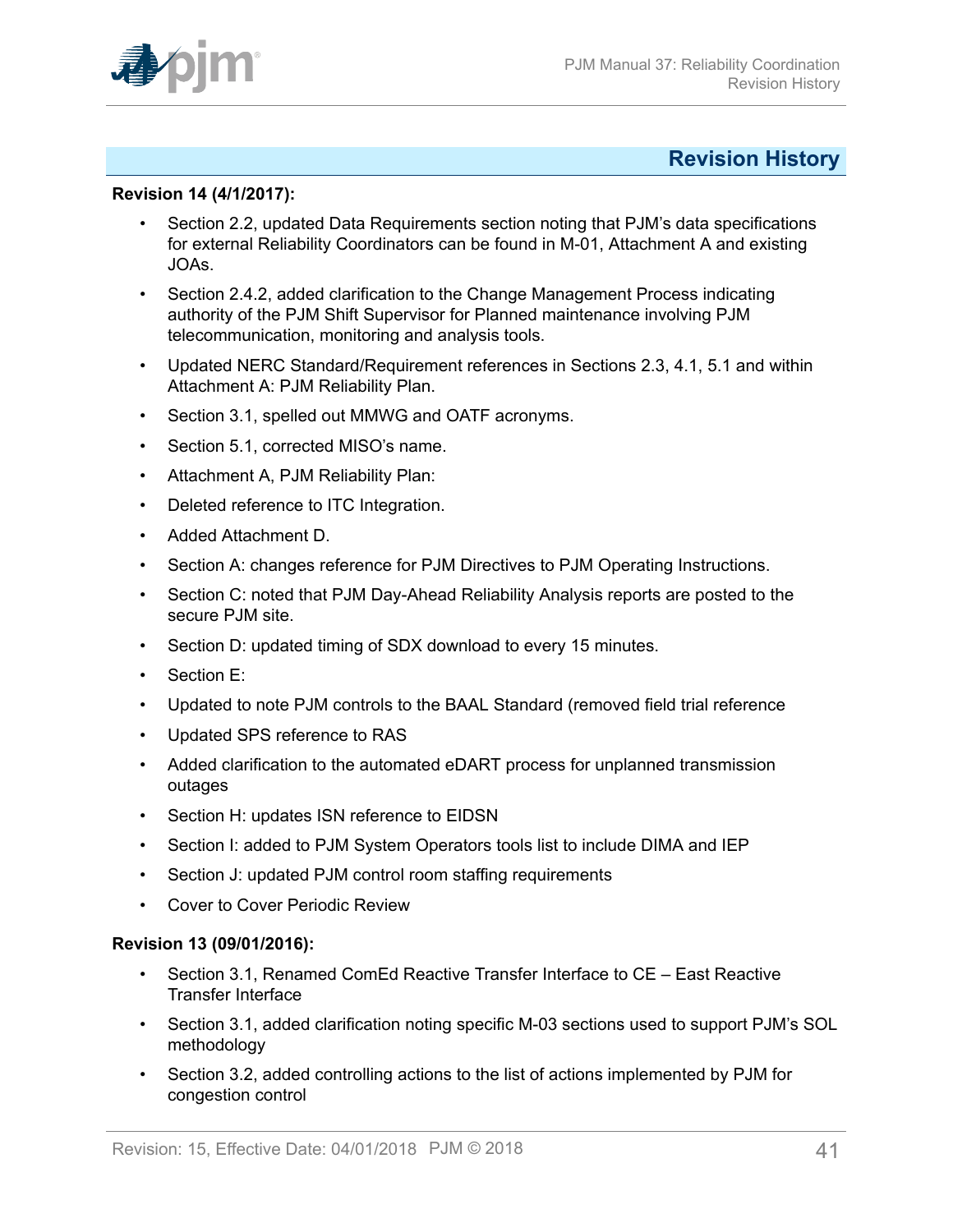## Revision History

**Revision 14 (4/1/2017):**

- Section 2.2, updated Data Requirements section noting that PJM's data specifications for external Reliability Coordinators can be found in M-01, Attachment A and existing JOAs.
- Section 2.4.2, added clarification to the Change Management Process indicating authority of the PJM Shift Supervisor for Planned maintenance involving PJM telecommunication, monitoring and analysis tools.
- Updated NERC Standard/Requirement references in Sections 2.3, 4.1, 5.1 and within Attachment A: PJM Reliability Plan.
- Section 3.1, spelled out MMWG and OATF acronyms.
- Section 5.1, corrected MISO's name.
- Attachment A, PJM Reliability Plan:
- Deleted reference to ITC Integration.
- Added Attachment D.
- Section A: changes reference for PJM Directives to PJM Operating Instructions.
- Section C: noted that PJM Day-Ahead Reliability Analysis reports are posted to the secure PJM site.
- Section D: updated timing of SDX download to every 15 minutes.
- Section E:
- Updated to note PJM controls to the BAAL Standard (removed field trial reference
- Updated SPS reference to RAS
- Added clarification to the automated eDART process for unplanned transmission outages
- Section H: updates ISN reference to EIDSN
- Section I: added to PJM System Operators tools list to include DIMA and IEP
- Section J: updated PJM control room staffing requirements
- Cover to Cover Periodic Review

**Revision 13 (09/01/2016):**

- Section 3.1, Renamed ComEd Reactive Transfer Interface to CE – East Reactive Transfer Interface
- Section 3.1, added clarification noting specific M-03 sections used to support PJM's SOL methodology
- Section 3.2, added controlling actions to the list of actions implemented by PJM for congestion control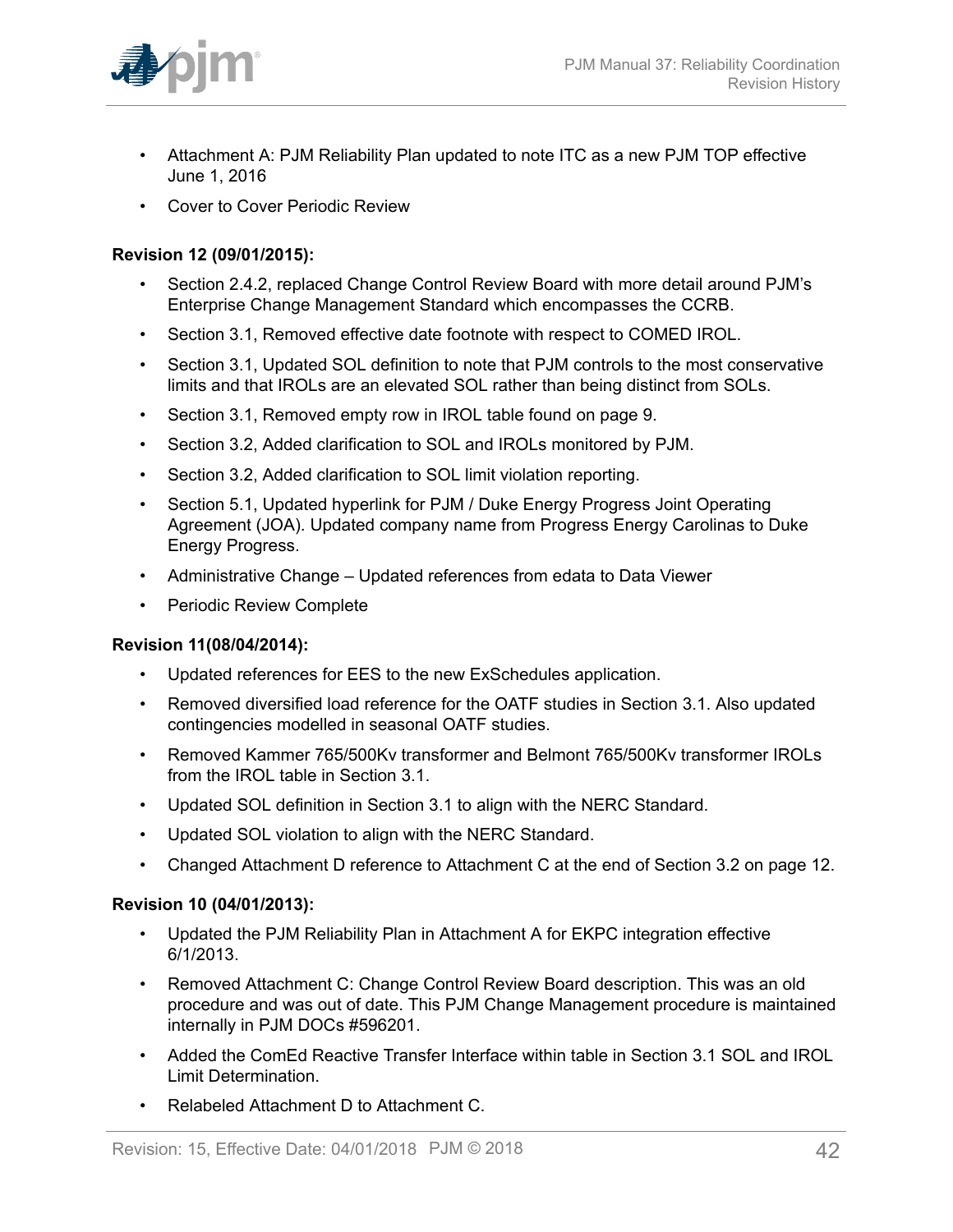- Attachment A: PJM Reliability Plan updated to note ITC as a new PJM TOP effective June 1, 2016
- Cover to Cover Periodic Review

**Revision 12 (09/01/2015):**

- Section 2.4.2, replaced Change Control Review Board with more detail around PJM's Enterprise Change Management Standard which encompasses the CCRB.
- Section 3.1, Removed effective date footnote with respect to COMED IROL.
- Section 3.1, Updated SOL definition to note that PJM controls to the most conservative limits and that IROLs are an elevated SOL rather than being distinct from SOLs.
- Section 3.1, Removed empty row in IROL table found on page 9.
- Section 3.2, Added clarification to SOL and IROLs monitored by PJM.
- Section 3.2, Added clarification to SOL limit violation reporting.
- Section 5.1, Updated hyperlink for PJM / Duke Energy Progress Joint Operating Agreement (JOA). Updated company name from Progress Energy Carolinas to Duke Energy Progress.
- Administrative Change – Updated references from edata to Data Viewer
- Periodic Review Complete

**Revision 11(08/04/2014):**

- Updated references for EES to the new ExSchedules application.
- Removed diversified load reference for the OATF studies in Section 3.1. Also updated contingencies modelled in seasonal OATF studies.
- Removed Kammer 765/500Kv transformer and Belmont 765/500Kv transformer IROLs from the IROL table in Section 3.1.
- Updated SOL definition in Section 3.1 to align with the NERC Standard.
- Updated SOL violation to align with the NERC Standard.
- Changed Attachment D reference to Attachment C at the end of Section 3.2 on page 12.

**Revision 10 (04/01/2013):**

- Updated the PJM Reliability Plan in Attachment A for EKPC integration effective 6/1/2013.
- Removed Attachment C: Change Control Review Board description. This was an old procedure and was out of date. This PJM Change Management procedure is maintained internally in PJM DOCs #596201.
- Added the ComEd Reactive Transfer Interface within table in Section 3.1 SOL and IROL Limit Determination.
- Relabeled Attachment D to Attachment C.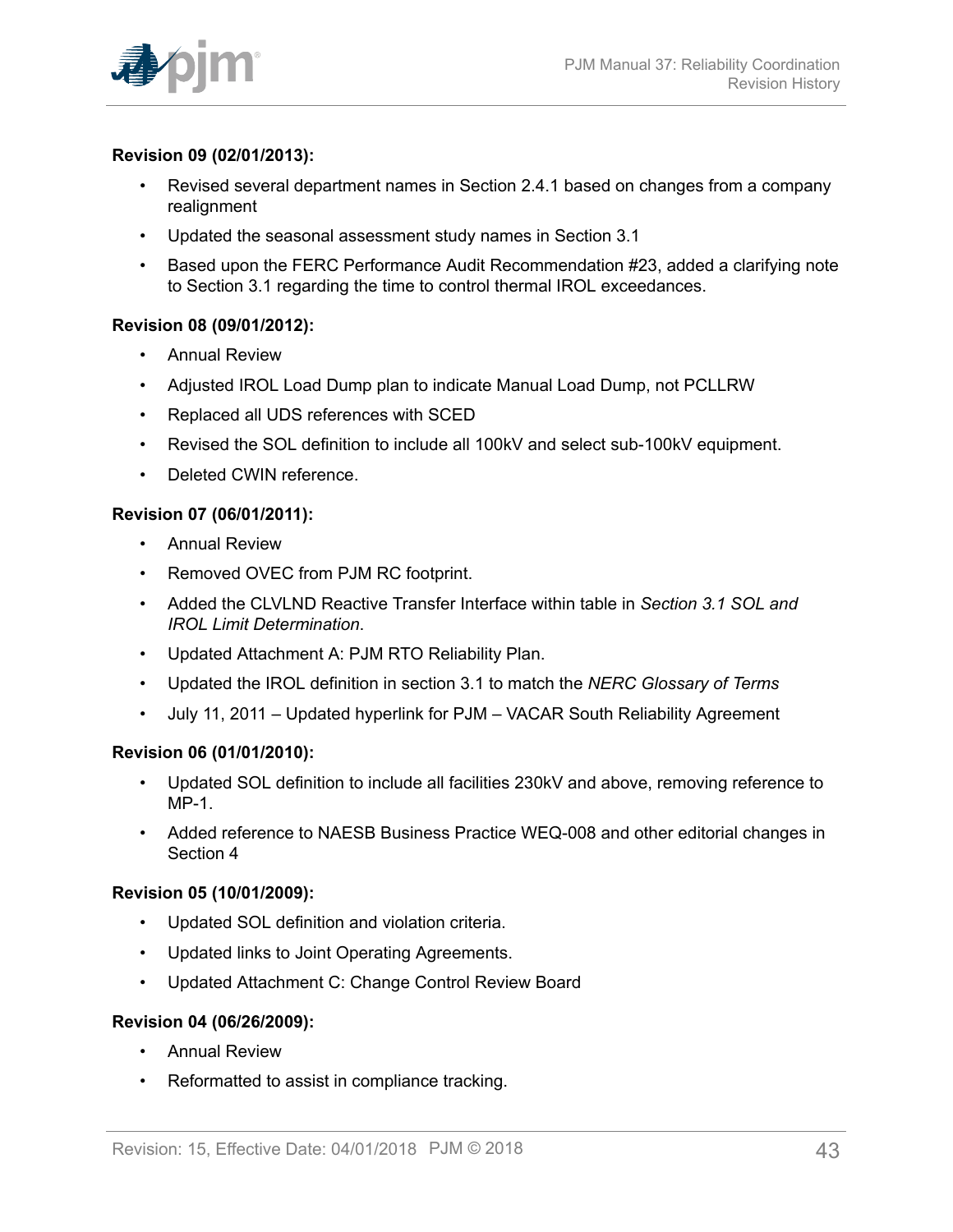**Revision 09 (02/01/2013):**

- Revised several department names in Section 2.4.1 based on changes from a company realignment
- Updated the seasonal assessment study names in Section 3.1
- Based upon the FERC Performance Audit Recommendation #23, added a clarifying note to Section 3.1 regarding the time to control thermal IROL exceedances.

**Revision 08 (09/01/2012):**

- Annual Review
- Adjusted IROL Load Dump plan to indicate Manual Load Dump, not PCLLRW
- Replaced all UDS references with SCED
- Revised the SOL definition to include all 100kV and select sub-100kV equipment.
- Deleted CWIN reference.

**Revision 07 (06/01/2011):**

- Annual Review
- Removed OVEC from PJM RC footprint.
- Added the CLVLND Reactive Transfer Interface within table in *Section 3.1 SOL and IROL Limit Determination*.
- Updated Attachment A: PJM RTO Reliability Plan.
- Updated the IROL definition in section 3.1 to match the *NERC Glossary of Terms*
- July 11, 2011 – Updated hyperlink for PJM – VACAR South Reliability Agreement

**Revision 06 (01/01/2010):**

- Updated SOL definition to include all facilities 230kV and above, removing reference to MP-1.
- Added reference to NAESB Business Practice WEQ-008 and other editorial changes in Section 4

**Revision 05 (10/01/2009):**

- Updated SOL definition and violation criteria.
- Updated links to Joint Operating Agreements.
- Updated Attachment C: Change Control Review Board

**Revision 04 (06/26/2009):**

- Annual Review
- Reformatted to assist in compliance tracking.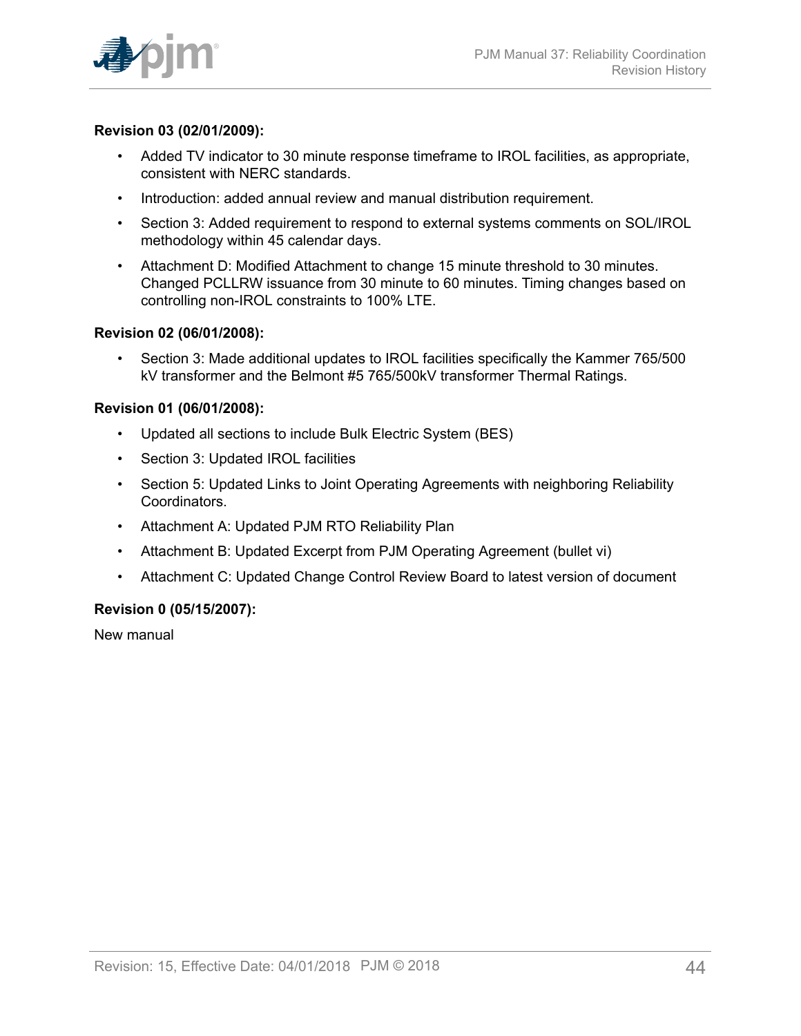**Revision 03 (02/01/2009):**

- Added TV indicator to 30 minute response timeframe to IROL facilities, as appropriate, consistent with NERC standards.
- Introduction: added annual review and manual distribution requirement.
- Section 3: Added requirement to respond to external systems comments on SOL/IROL methodology within 45 calendar days.
- Attachment D: Modified Attachment to change 15 minute threshold to 30 minutes. Changed PCLLRW issuance from 30 minute to 60 minutes. Timing changes based on controlling non-IROL constraints to 100% LTE.

**Revision 02 (06/01/2008):**

- Section 3: Made additional updates to IROL facilities specifically the Kammer 765/500 kV transformer and the Belmont #5 765/500kV transformer Thermal Ratings.

**Revision 01 (06/01/2008):**

- Updated all sections to include Bulk Electric System (BES)
- Section 3: Updated IROL facilities
- Section 5: Updated Links to Joint Operating Agreements with neighboring Reliability Coordinators.
- Attachment A: Updated PJM RTO Reliability Plan
- Attachment B: Updated Excerpt from PJM Operating Agreement (bullet vi)
- Attachment C: Updated Change Control Review Board to latest version of document

**Revision 0 (05/15/2007):**

New manual